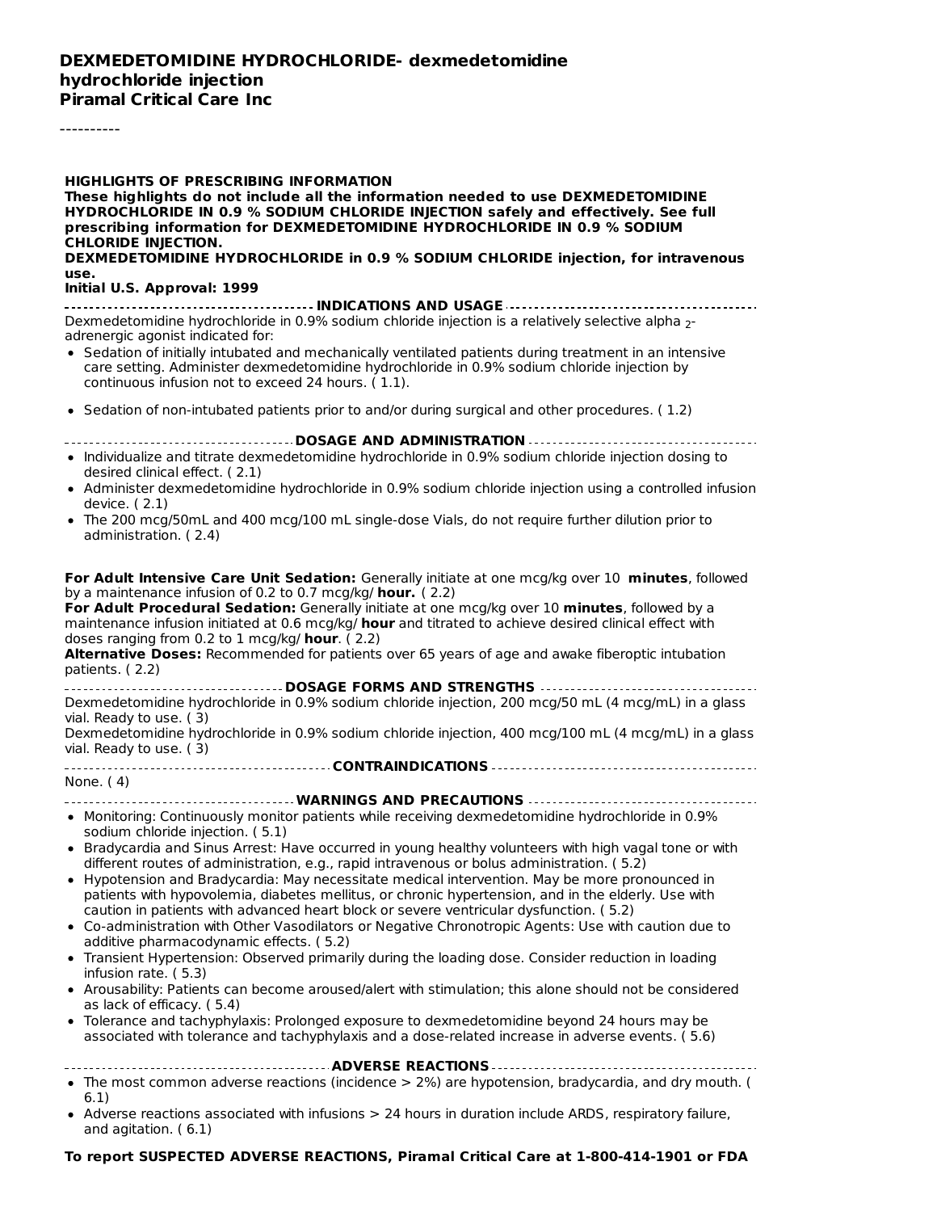# DEXMEDETOMIDINE HYDROCHLORIDE- dexmedetomidine hydrochloride injection

**Piramal Critical Care Inc**

----------

**HIGHLIGHTS OF PRESCRIBING INFORMATION**

**These highlights do not include all the information needed to use DEXMEDETOMIDINE HYDROCHLORIDE IN 0.9 % SODIUM CHLORIDE INJECTION safely and effectively. See full prescribing information for DEXMEDETOMIDINE HYDROCHLORIDE IN 0.9 % SODIUM CHLORIDE INJECTION.**

**DEXMEDETOMIDINE HYDROCHLORIDE in 0.9 % SODIUM CHLORIDE injection, for intravenous use.**

**Initial U.S. Approval: 1999**

## INDICATIONS AND USAGE

Dexmedetomidine hydrochloride in 0.9% sodium chloride injection is a relatively selective alpha $_2$-adrenergic agonist indicated for:

- Sedation of initially intubated and mechanically ventilated patients during treatment in an intensive care setting. Administer dexmedetomidine hydrochloride in 0.9% sodium chloride injection by continuous infusion not to exceed 24 hours. ( 1.1).
- Sedation of non-intubated patients prior to and/or during surgical and other procedures. ( 1.2)

## DOSAGE AND ADMINISTRATION

- Individualize and titrate dexmedetomidine hydrochloride in 0.9% sodium chloride injection dosing to desired clinical effect. ( 2.1)
- Administer dexmedetomidine hydrochloride in 0.9% sodium chloride injection using a controlled infusion device. ( 2.1)
- The 200 mcg/50mL and 400 mcg/100 mL single-dose Vials, do not require further dilution prior to administration. ( 2.4)

**For Adult Intensive Care Unit Sedation:** Generally initiate at one mcg/kg over 10 **minutes**, followed by a maintenance infusion of 0.2 to 0.7 mcg/kg/ **hour.** ( 2.2)

**For Adult Procedural Sedation:** Generally initiate at one mcg/kg over 10 **minutes**, followed by a maintenance infusion initiated at 0.6 mcg/kg/ **hour** and titrated to achieve desired clinical effect with doses ranging from 0.2 to 1 mcg/kg/ **hour**. ( 2.2)

**Alternative Doses:** Recommended for patients over 65 years of age and awake fiberoptic intubation patients. ( 2.2)

## DOSAGE FORMS AND STRENGTHS

Dexmedetomidine hydrochloride in 0.9% sodium chloride injection, 200 mcg/50 mL (4 mcg/mL) in a glass vial. Ready to use. ( 3)

Dexmedetomidine hydrochloride in 0.9% sodium chloride injection, 400 mcg/100 mL (4 mcg/mL) in a glass vial. Ready to use. ( 3)

## CONTRAINDICATIONS

None. ( 4)

## WARNINGS AND PRECAUTIONS

- Monitoring: Continuously monitor patients while receiving dexmedetomidine hydrochloride in 0.9% sodium chloride injection. ( 5.1)
- Bradycardia and Sinus Arrest: Have occurred in young healthy volunteers with high vagal tone or with different routes of administration, e.g., rapid intravenous or bolus administration. ( 5.2)
- Hypotension and Bradycardia: May necessitate medical intervention. May be more pronounced in patients with hypovolemia, diabetes mellitus, or chronic hypertension, and in the elderly. Use with caution in patients with advanced heart block or severe ventricular dysfunction. ( 5.2)
- Co-administration with Other Vasodilators or Negative Chronotropic Agents: Use with caution due to additive pharmacodynamic effects. ( 5.2)
- Transient Hypertension: Observed primarily during the loading dose. Consider reduction in loading infusion rate. ( 5.3)
- Arousability: Patients can become aroused/alert with stimulation; this alone should not be considered as lack of efficacy. ( 5.4)
- Tolerance and tachyphylaxis: Prolonged exposure to dexmedetomidine beyond 24 hours may be associated with tolerance and tachyphylaxis and a dose-related increase in adverse events. ( 5.6)

## ADVERSE REACTIONS

- The most common adverse reactions (incidence > 2%) are hypotension, bradycardia, and dry mouth. ( 6.1)
- Adverse reactions associated with infusions > 24 hours in duration include ARDS, respiratory failure, and agitation. ( 6.1)

**To report SUSPECTED ADVERSE REACTIONS, Piramal Critical Care at 1-800-414-1901 or FDA**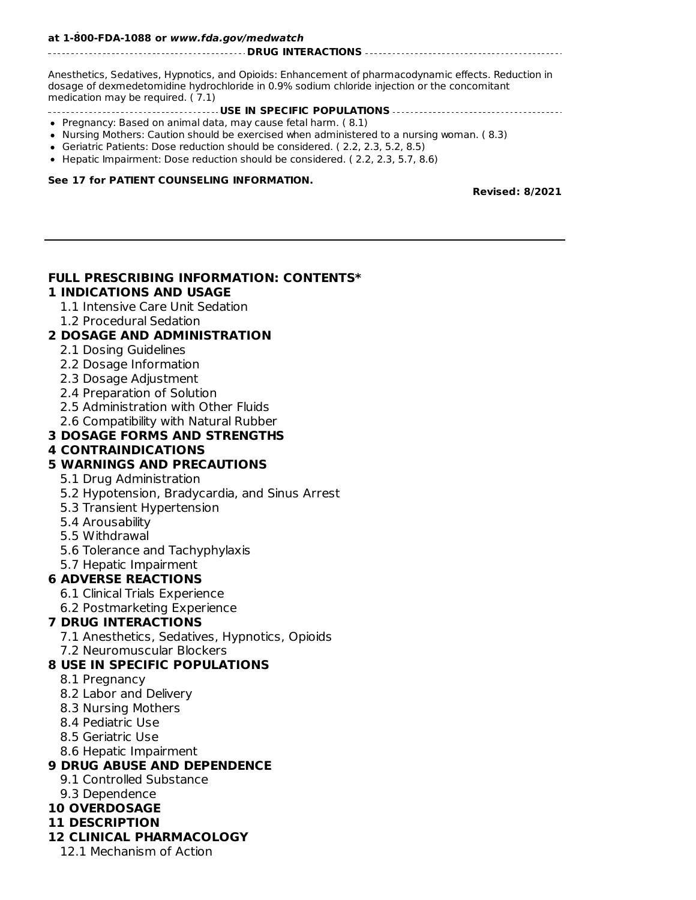**at 1-800-FDA-1088 or *www.fda.gov/medwatch***

**DRUG INTERACTIONS**

Anesthetics, Sedatives, Hypnotics, and Opioids: Enhancement of pharmacodynamic effects. Reduction in dosage of dexmedetomidine hydrochloride in 0.9% sodium chloride injection or the concomitant medication may be required. ( 7.1)

**USE IN SPECIFIC POPULATIONS**

- Pregnancy: Based on animal data, may cause fetal harm. ( 8.1)
- Nursing Mothers: Caution should be exercised when administered to a nursing woman. ( 8.3)
- Geriatric Patients: Dose reduction should be considered. ( 2.2, 2.3, 5.2, 8.5)
- Hepatic Impairment: Dose reduction should be considered. ( 2.2, 2.3, 5.7, 8.6)

**See 17 for PATIENT COUNSELING INFORMATION.**

**Revised: 8/2021**

---

## FULL PRESCRIBING INFORMATION: CONTENTS*

**1 INDICATIONS AND USAGE**
- 1.1 Intensive Care Unit Sedation
- 1.2 Procedural Sedation

**2 DOSAGE AND ADMINISTRATION**
- 2.1 Dosing Guidelines
- 2.2 Dosage Information
- 2.3 Dosage Adjustment
- 2.4 Preparation of Solution
- 2.5 Administration with Other Fluids
- 2.6 Compatibility with Natural Rubber

**3 DOSAGE FORMS AND STRENGTHS**

**4 CONTRAINDICATIONS**

**5 WARNINGS AND PRECAUTIONS**
- 5.1 Drug Administration
- 5.2 Hypotension, Bradycardia, and Sinus Arrest
- 5.3 Transient Hypertension
- 5.4 Arousability
- 5.5 Withdrawal
- 5.6 Tolerance and Tachyphylaxis
- 5.7 Hepatic Impairment

**6 ADVERSE REACTIONS**
- 6.1 Clinical Trials Experience
- 6.2 Postmarketing Experience

**7 DRUG INTERACTIONS**
- 7.1 Anesthetics, Sedatives, Hypnotics, Opioids
- 7.2 Neuromuscular Blockers

**8 USE IN SPECIFIC POPULATIONS**
- 8.1 Pregnancy
- 8.2 Labor and Delivery
- 8.3 Nursing Mothers
- 8.4 Pediatric Use
- 8.5 Geriatric Use
- 8.6 Hepatic Impairment

**9 DRUG ABUSE AND DEPENDENCE**
- 9.1 Controlled Substance
- 9.3 Dependence

**10 OVERDOSAGE**

**11 DESCRIPTION**

**12 CLINICAL PHARMACOLOGY**
- 12.1 Mechanism of Action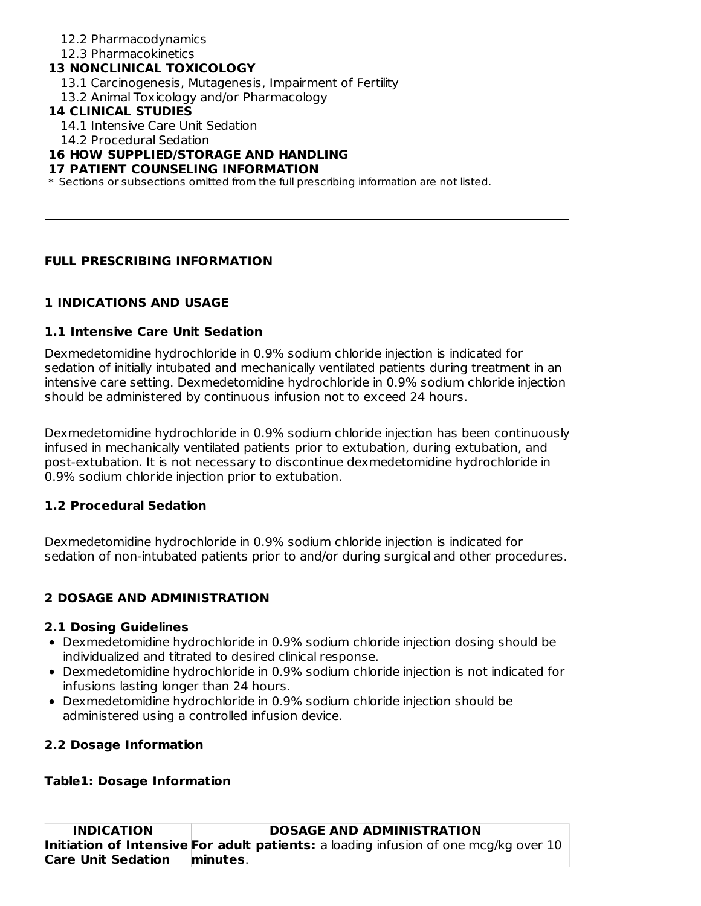12.2 Pharmacodynamics
12.3 Pharmacokinetics
**13 NONCLINICAL TOXICOLOGY**
13.1 Carcinogenesis, Mutagenesis, Impairment of Fertility
13.2 Animal Toxicology and/or Pharmacology
**14 CLINICAL STUDIES**
14.1 Intensive Care Unit Sedation
14.2 Procedural Sedation
**16 HOW SUPPLIED/STORAGE AND HANDLING**
**17 PATIENT COUNSELING INFORMATION**
* Sections or subsections omitted from the full prescribing information are not listed.

---

## FULL PRESCRIBING INFORMATION

## 1 INDICATIONS AND USAGE

### 1.1 Intensive Care Unit Sedation

Dexmedetomidine hydrochloride in 0.9% sodium chloride injection is indicated for sedation of initially intubated and mechanically ventilated patients during treatment in an intensive care setting. Dexmedetomidine hydrochloride in 0.9% sodium chloride injection should be administered by continuous infusion not to exceed 24 hours.

Dexmedetomidine hydrochloride in 0.9% sodium chloride injection has been continuously infused in mechanically ventilated patients prior to extubation, during extubation, and post-extubation. It is not necessary to discontinue dexmedetomidine hydrochloride in 0.9% sodium chloride injection prior to extubation.

### 1.2 Procedural Sedation

Dexmedetomidine hydrochloride in 0.9% sodium chloride injection is indicated for sedation of non-intubated patients prior to and/or during surgical and other procedures.

## 2 DOSAGE AND ADMINISTRATION

### 2.1 Dosing Guidelines

- Dexmedetomidine hydrochloride in 0.9% sodium chloride injection dosing should be individualized and titrated to desired clinical response.
- Dexmedetomidine hydrochloride in 0.9% sodium chloride injection is not indicated for infusions lasting longer than 24 hours.
- Dexmedetomidine hydrochloride in 0.9% sodium chloride injection should be administered using a controlled infusion device.

### 2.2 Dosage Information

**Table1: Dosage Information**

| INDICATION | DOSAGE AND ADMINISTRATION |
|---|---|
| **Initiation of Intensive Care Unit Sedation** | **For adult patients:** a loading infusion of one mcg/kg over 10 **minutes**. |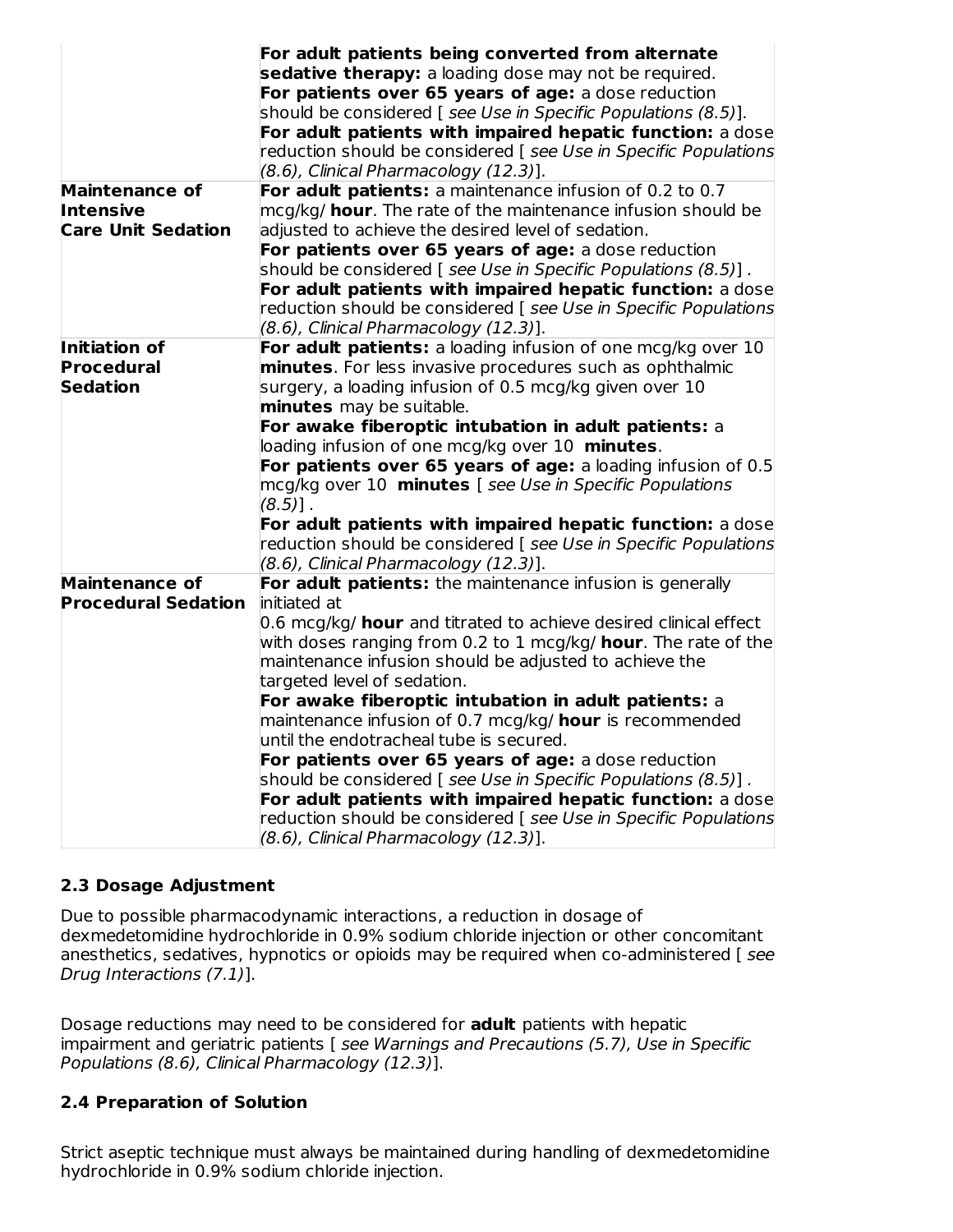| | |
|---|---|
| | **For adult patients being converted from alternate sedative therapy:** a loading dose may not be required.<br>**For patients over 65 years of age:** a dose reduction should be considered [ *see Use in Specific Populations (8.5)*].<br>**For adult patients with impaired hepatic function:** a dose reduction should be considered [ *see Use in Specific Populations (8.6), Clinical Pharmacology (12.3)*]. |
| **Maintenance of Intensive Care Unit Sedation** | **For adult patients:** a maintenance infusion of 0.2 to 0.7 mcg/kg/ **hour**. The rate of the maintenance infusion should be adjusted to achieve the desired level of sedation.<br>**For patients over 65 years of age:** a dose reduction should be considered [ *see Use in Specific Populations (8.5)*] .<br>**For adult patients with impaired hepatic function:** a dose reduction should be considered [ *see Use in Specific Populations (8.6), Clinical Pharmacology (12.3)*]. |
| **Initiation of Procedural Sedation** | **For adult patients:** a loading infusion of one mcg/kg over 10 **minutes**. For less invasive procedures such as ophthalmic surgery, a loading infusion of 0.5 mcg/kg given over 10 **minutes** may be suitable.<br>**For awake fiberoptic intubation in adult patients:** a loading infusion of one mcg/kg over 10 **minutes**.<br>**For patients over 65 years of age:** a loading infusion of 0.5 mcg/kg over 10 **minutes** [ *see Use in Specific Populations (8.5)*] .<br>**For adult patients with impaired hepatic function:** a dose reduction should be considered [ *see Use in Specific Populations (8.6), Clinical Pharmacology (12.3)*]. |
| **Maintenance of Procedural Sedation** | **For adult patients:** the maintenance infusion is generally initiated at<br>0.6 mcg/kg/ **hour** and titrated to achieve desired clinical effect with doses ranging from 0.2 to 1 mcg/kg/ **hour**. The rate of the maintenance infusion should be adjusted to achieve the targeted level of sedation.<br>**For awake fiberoptic intubation in adult patients:** a maintenance infusion of 0.7 mcg/kg/ **hour** is recommended until the endotracheal tube is secured.<br>**For patients over 65 years of age:** a dose reduction should be considered [ *see Use in Specific Populations (8.5)*] .<br>**For adult patients with impaired hepatic function:** a dose reduction should be considered [ *see Use in Specific Populations (8.6), Clinical Pharmacology (12.3)*]. |

### 2.3 Dosage Adjustment

Due to possible pharmacodynamic interactions, a reduction in dosage of dexmedetomidine hydrochloride in 0.9% sodium chloride injection or other concomitant anesthetics, sedatives, hypnotics or opioids may be required when co-administered [ *see Drug Interactions (7.1)*].

Dosage reductions may need to be considered for **adult** patients with hepatic impairment and geriatric patients [ *see Warnings and Precautions (5.7), Use in Specific Populations (8.6), Clinical Pharmacology (12.3)*].

### 2.4 Preparation of Solution

Strict aseptic technique must always be maintained during handling of dexmedetomidine hydrochloride in 0.9% sodium chloride injection.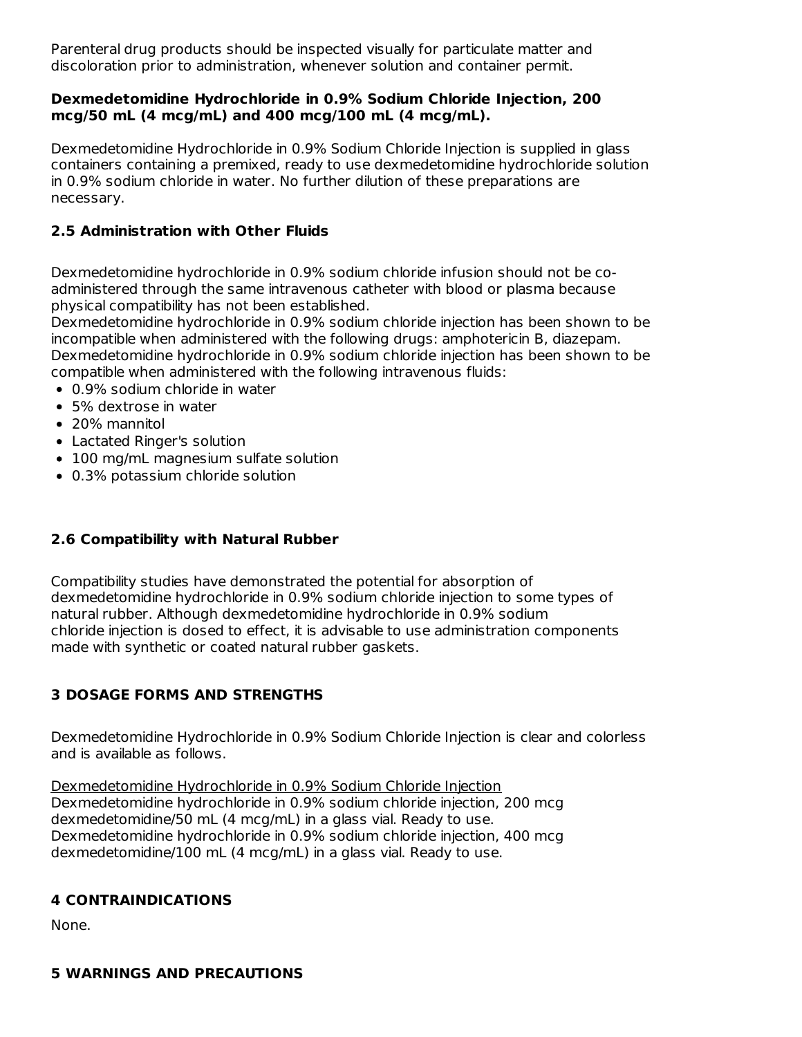Parenteral drug products should be inspected visually for particulate matter and discoloration prior to administration, whenever solution and container permit.

**Dexmedetomidine Hydrochloride in 0.9% Sodium Chloride Injection, 200 mcg/50 mL (4 mcg/mL) and 400 mcg/100 mL (4 mcg/mL).**

Dexmedetomidine Hydrochloride in 0.9% Sodium Chloride Injection is supplied in glass containers containing a premixed, ready to use dexmedetomidine hydrochloride solution in 0.9% sodium chloride in water. No further dilution of these preparations are necessary.

### 2.5 Administration with Other Fluids

Dexmedetomidine hydrochloride in 0.9% sodium chloride infusion should not be co-administered through the same intravenous catheter with blood or plasma because physical compatibility has not been established.
Dexmedetomidine hydrochloride in 0.9% sodium chloride injection has been shown to be incompatible when administered with the following drugs: amphotericin B, diazepam.
Dexmedetomidine hydrochloride in 0.9% sodium chloride injection has been shown to be compatible when administered with the following intravenous fluids:

- 0.9% sodium chloride in water
- 5% dextrose in water
- 20% mannitol
- Lactated Ringer's solution
- 100 mg/mL magnesium sulfate solution
- 0.3% potassium chloride solution

### 2.6 Compatibility with Natural Rubber

Compatibility studies have demonstrated the potential for absorption of dexmedetomidine hydrochloride in 0.9% sodium chloride injection to some types of natural rubber. Although dexmedetomidine hydrochloride in 0.9% sodium chloride injection is dosed to effect, it is advisable to use administration components made with synthetic or coated natural rubber gaskets.

## 3 DOSAGE FORMS AND STRENGTHS

Dexmedetomidine Hydrochloride in 0.9% Sodium Chloride Injection is clear and colorless and is available as follows.

<u>Dexmedetomidine Hydrochloride in 0.9% Sodium Chloride Injection</u>
Dexmedetomidine hydrochloride in 0.9% sodium chloride injection, 200 mcg dexmedetomidine/50 mL (4 mcg/mL) in a glass vial. Ready to use.
Dexmedetomidine hydrochloride in 0.9% sodium chloride injection, 400 mcg dexmedetomidine/100 mL (4 mcg/mL) in a glass vial. Ready to use.

## 4 CONTRAINDICATIONS

None.

## 5 WARNINGS AND PRECAUTIONS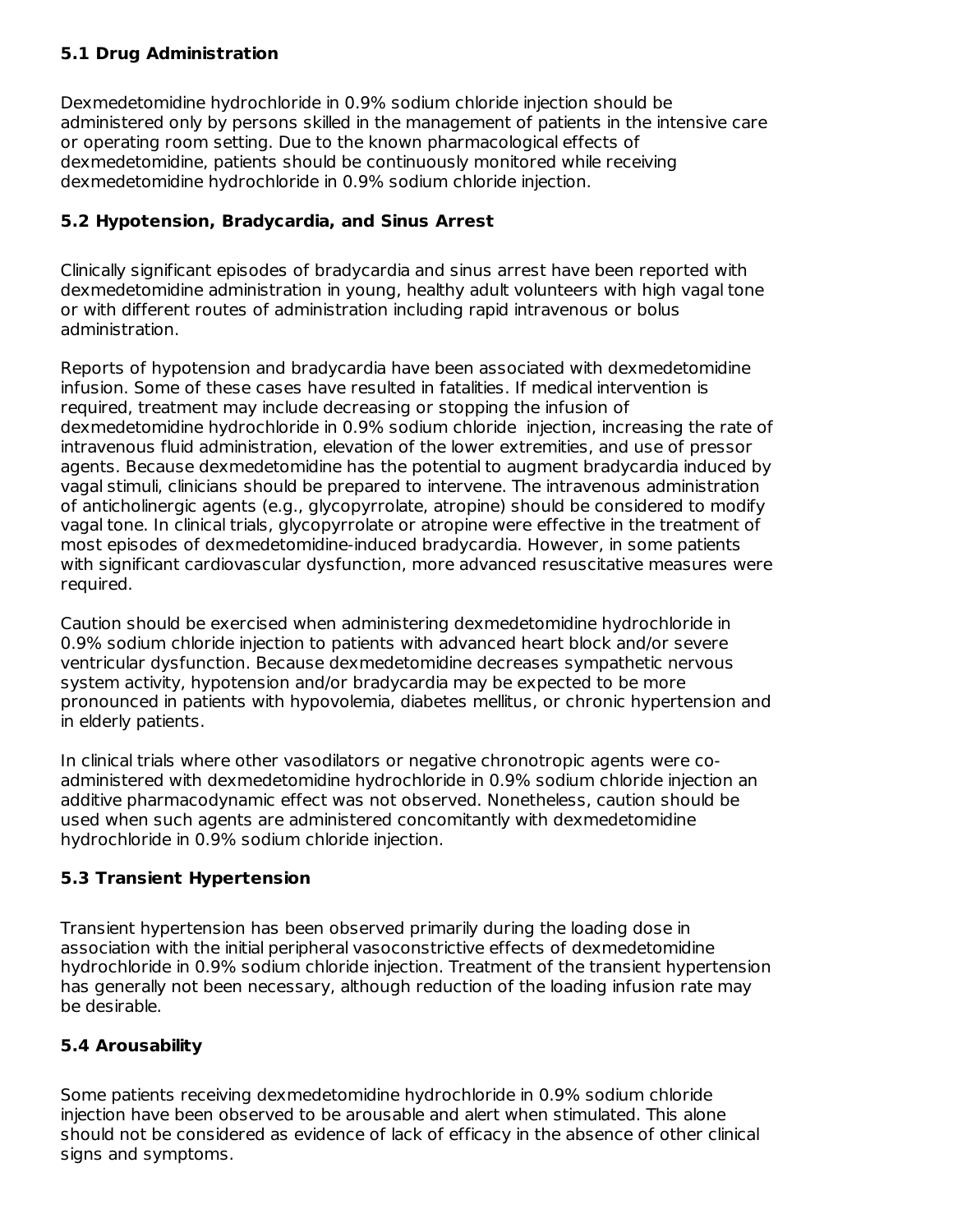### 5.1 Drug Administration

Dexmedetomidine hydrochloride in 0.9% sodium chloride injection should be administered only by persons skilled in the management of patients in the intensive care or operating room setting. Due to the known pharmacological effects of dexmedetomidine, patients should be continuously monitored while receiving dexmedetomidine hydrochloride in 0.9% sodium chloride injection.

### 5.2 Hypotension, Bradycardia, and Sinus Arrest

Clinically significant episodes of bradycardia and sinus arrest have been reported with dexmedetomidine administration in young, healthy adult volunteers with high vagal tone or with different routes of administration including rapid intravenous or bolus administration.

Reports of hypotension and bradycardia have been associated with dexmedetomidine infusion. Some of these cases have resulted in fatalities. If medical intervention is required, treatment may include decreasing or stopping the infusion of dexmedetomidine hydrochloride in 0.9% sodium chloride injection, increasing the rate of intravenous fluid administration, elevation of the lower extremities, and use of pressor agents. Because dexmedetomidine has the potential to augment bradycardia induced by vagal stimuli, clinicians should be prepared to intervene. The intravenous administration of anticholinergic agents (e.g., glycopyrrolate, atropine) should be considered to modify vagal tone. In clinical trials, glycopyrrolate or atropine were effective in the treatment of most episodes of dexmedetomidine-induced bradycardia. However, in some patients with significant cardiovascular dysfunction, more advanced resuscitative measures were required.

Caution should be exercised when administering dexmedetomidine hydrochloride in 0.9% sodium chloride injection to patients with advanced heart block and/or severe ventricular dysfunction. Because dexmedetomidine decreases sympathetic nervous system activity, hypotension and/or bradycardia may be expected to be more pronounced in patients with hypovolemia, diabetes mellitus, or chronic hypertension and in elderly patients.

In clinical trials where other vasodilators or negative chronotropic agents were co-administered with dexmedetomidine hydrochloride in 0.9% sodium chloride injection an additive pharmacodynamic effect was not observed. Nonetheless, caution should be used when such agents are administered concomitantly with dexmedetomidine hydrochloride in 0.9% sodium chloride injection.

### 5.3 Transient Hypertension

Transient hypertension has been observed primarily during the loading dose in association with the initial peripheral vasoconstrictive effects of dexmedetomidine hydrochloride in 0.9% sodium chloride injection. Treatment of the transient hypertension has generally not been necessary, although reduction of the loading infusion rate may be desirable.

### 5.4 Arousability

Some patients receiving dexmedetomidine hydrochloride in 0.9% sodium chloride injection have been observed to be arousable and alert when stimulated. This alone should not be considered as evidence of lack of efficacy in the absence of other clinical signs and symptoms.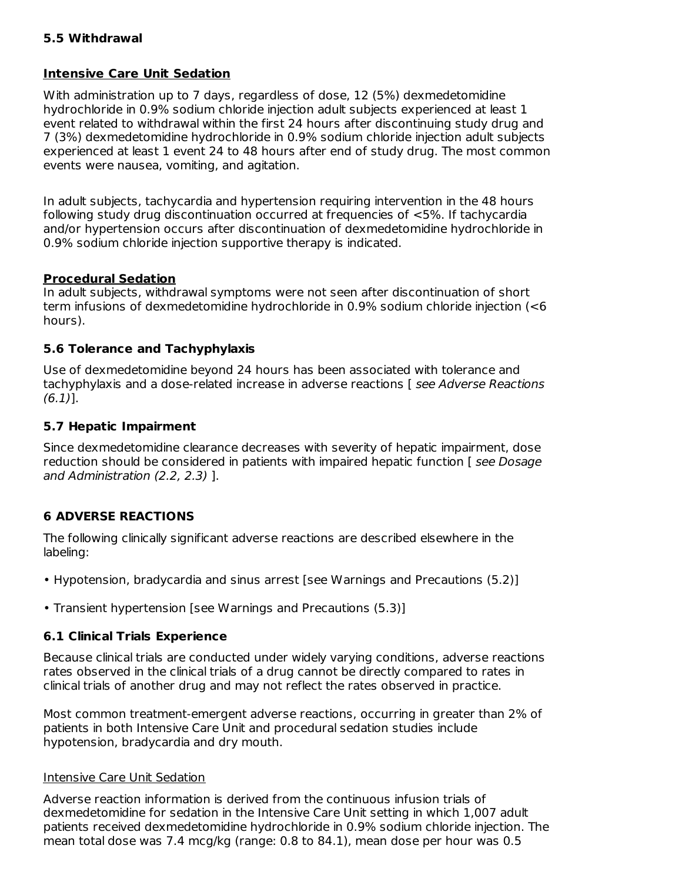### 5.5 Withdrawal

**Intensive Care Unit Sedation**

With administration up to 7 days, regardless of dose, 12 (5%) dexmedetomidine hydrochloride in 0.9% sodium chloride injection adult subjects experienced at least 1 event related to withdrawal within the first 24 hours after discontinuing study drug and 7 (3%) dexmedetomidine hydrochloride in 0.9% sodium chloride injection adult subjects experienced at least 1 event 24 to 48 hours after end of study drug. The most common events were nausea, vomiting, and agitation.

In adult subjects, tachycardia and hypertension requiring intervention in the 48 hours following study drug discontinuation occurred at frequencies of <5%. If tachycardia and/or hypertension occurs after discontinuation of dexmedetomidine hydrochloride in 0.9% sodium chloride injection supportive therapy is indicated.

**Procedural Sedation**

In adult subjects, withdrawal symptoms were not seen after discontinuation of short term infusions of dexmedetomidine hydrochloride in 0.9% sodium chloride injection (<6 hours).

### 5.6 Tolerance and Tachyphylaxis

Use of dexmedetomidine beyond 24 hours has been associated with tolerance and tachyphylaxis and a dose-related increase in adverse reactions [ *see Adverse Reactions (6.1)*].

### 5.7 Hepatic Impairment

Since dexmedetomidine clearance decreases with severity of hepatic impairment, dose reduction should be considered in patients with impaired hepatic function [ *see Dosage and Administration (2.2, 2.3)* ].

## 6 ADVERSE REACTIONS

The following clinically significant adverse reactions are described elsewhere in the labeling:

- Hypotension, bradycardia and sinus arrest [see Warnings and Precautions (5.2)]
- Transient hypertension [see Warnings and Precautions (5.3)]

### 6.1 Clinical Trials Experience

Because clinical trials are conducted under widely varying conditions, adverse reactions rates observed in the clinical trials of a drug cannot be directly compared to rates in clinical trials of another drug and may not reflect the rates observed in practice.

Most common treatment-emergent adverse reactions, occurring in greater than 2% of patients in both Intensive Care Unit and procedural sedation studies include hypotension, bradycardia and dry mouth.

Intensive Care Unit Sedation

Adverse reaction information is derived from the continuous infusion trials of dexmedetomidine for sedation in the Intensive Care Unit setting in which 1,007 adult patients received dexmedetomidine hydrochloride in 0.9% sodium chloride injection. The mean total dose was 7.4 mcg/kg (range: 0.8 to 84.1), mean dose per hour was 0.5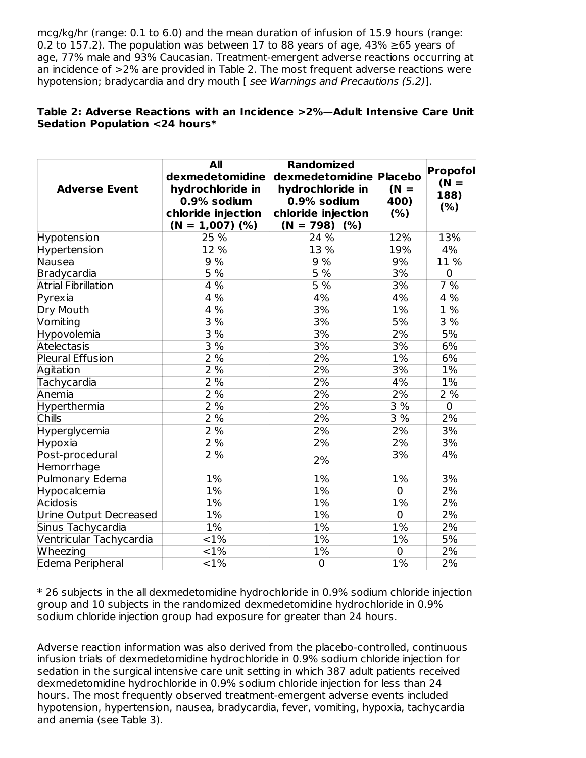mcg/kg/hr (range: 0.1 to 6.0) and the mean duration of infusion of 15.9 hours (range: 0.2 to 157.2). The population was between 17 to 88 years of age, 43% ≥65 years of age, 77% male and 93% Caucasian. Treatment-emergent adverse reactions occurring at an incidence of >2% are provided in Table 2. The most frequent adverse reactions were hypotension; bradycardia and dry mouth [ *see Warnings and Precautions (5.2)*].

**Table 2: Adverse Reactions with an Incidence >2%—Adult Intensive Care Unit Sedation Population <24 hours***

| Adverse Event | All dexmedetomidine hydrochloride in 0.9% sodium chloride injection (N = 1,007) (%) | Randomized dexmedetomidine hydrochloride in 0.9% sodium chloride injection (N = 798) (%) | Placebo (N = 400) (%) | Propofol (N = 188) (%) |
|---|---|---|---|---|
| Hypotension | 25 % | 24 % | 12% | 13% |
| Hypertension | 12 % | 13 % | 19% | 4% |
| Nausea | 9 % | 9 % | 9% | 11 % |
| Bradycardia | 5 % | 5 % | 3% | 0 |
| Atrial Fibrillation | 4 % | 5 % | 3% | 7 % |
| Pyrexia | 4 % | 4% | 4% | 4 % |
| Dry Mouth | 4 % | 3% | 1% | 1 % |
| Vomiting | 3 % | 3% | 5% | 3 % |
| Hypovolemia | 3 % | 3% | 2% | 5% |
| Atelectasis | 3 % | 3% | 3% | 6% |
| Pleural Effusion | 2 % | 2% | 1% | 6% |
| Agitation | 2 % | 2% | 3% | 1% |
| Tachycardia | 2 % | 2% | 4% | 1% |
| Anemia | 2 % | 2% | 2% | 2 % |
| Hyperthermia | 2 % | 2% | 3 % | 0 |
| Chills | 2 % | 2% | 3 % | 2% |
| Hyperglycemia | 2 % | 2% | 2% | 3% |
| Hypoxia | 2 % | 2% | 2% | 3% |
| Post-procedural Hemorrhage | 2 % | 2% | 3% | 4% |
| Pulmonary Edema | 1% | 1% | 1% | 3% |
| Hypocalcemia | 1% | 1% | 0 | 2% |
| Acidosis | 1% | 1% | 1% | 2% |
| Urine Output Decreased | 1% | 1% | 0 | 2% |
| Sinus Tachycardia | 1% | 1% | 1% | 2% |
| Ventricular Tachycardia | <1% | 1% | 1% | 5% |
| Wheezing | <1% | 1% | 0 | 2% |
| Edema Peripheral | <1% | 0 | 1% | 2% |

* 26 subjects in the all dexmedetomidine hydrochloride in 0.9% sodium chloride injection group and 10 subjects in the randomized dexmedetomidine hydrochloride in 0.9% sodium chloride injection group had exposure for greater than 24 hours.

Adverse reaction information was also derived from the placebo-controlled, continuous infusion trials of dexmedetomidine hydrochloride in 0.9% sodium chloride injection for sedation in the surgical intensive care unit setting in which 387 adult patients received dexmedetomidine hydrochloride in 0.9% sodium chloride injection for less than 24 hours. The most frequently observed treatment-emergent adverse events included hypotension, hypertension, nausea, bradycardia, fever, vomiting, hypoxia, tachycardia and anemia (see Table 3).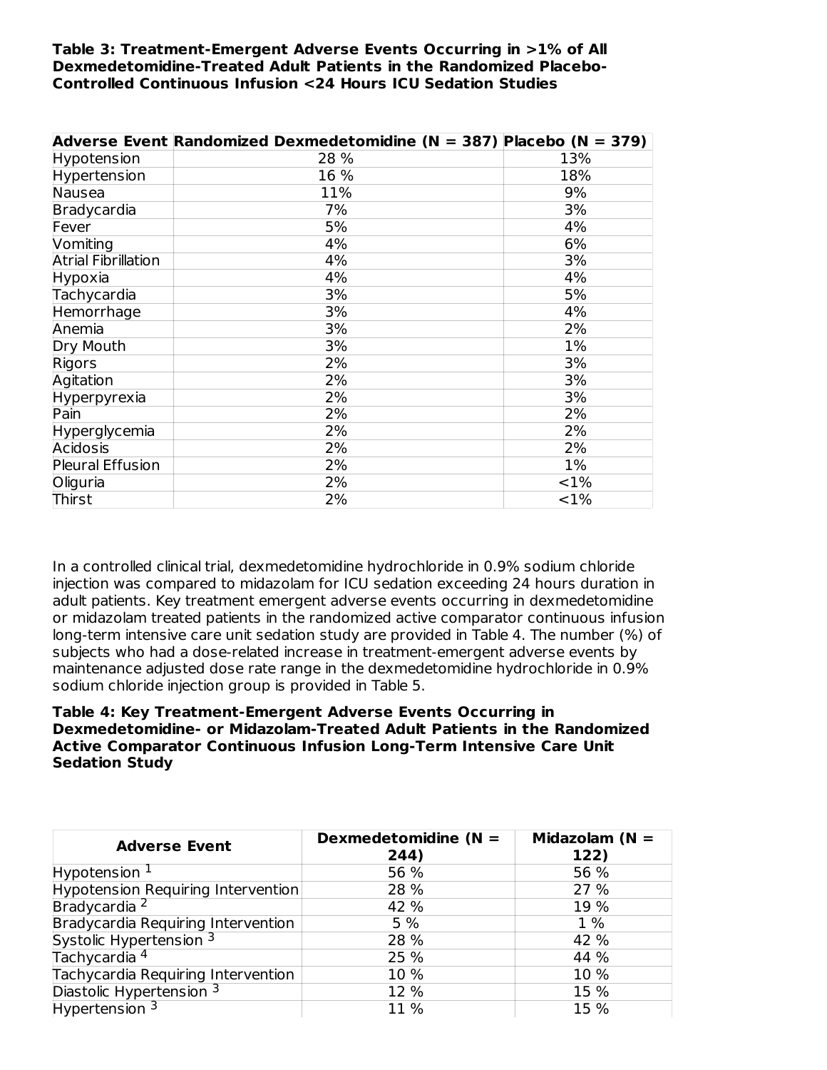**Table 3: Treatment-Emergent Adverse Events Occurring in >1% of All Dexmedetomidine-Treated Adult Patients in the Randomized Placebo-Controlled Continuous Infusion <24 Hours ICU Sedation Studies**

| Adverse Event | Randomized Dexmedetomidine (N = 387) | Placebo (N = 379) |
|---|---|---|
| Hypotension | 28 % | 13% |
| Hypertension | 16 % | 18% |
| Nausea | 11% | 9% |
| Bradycardia | 7% | 3% |
| Fever | 5% | 4% |
| Vomiting | 4% | 6% |
| Atrial Fibrillation | 4% | 3% |
| Hypoxia | 4% | 4% |
| Tachycardia | 3% | 5% |
| Hemorrhage | 3% | 4% |
| Anemia | 3% | 2% |
| Dry Mouth | 3% | 1% |
| Rigors | 2% | 3% |
| Agitation | 2% | 3% |
| Hyperpyrexia | 2% | 3% |
| Pain | 2% | 2% |
| Hyperglycemia | 2% | 2% |
| Acidosis | 2% | 2% |
| Pleural Effusion | 2% | 1% |
| Oliguria | 2% | <1% |
| Thirst | 2% | <1% |

In a controlled clinical trial, dexmedetomidine hydrochloride in 0.9% sodium chloride injection was compared to midazolam for ICU sedation exceeding 24 hours duration in adult patients. Key treatment emergent adverse events occurring in dexmedetomidine or midazolam treated patients in the randomized active comparator continuous infusion long-term intensive care unit sedation study are provided in Table 4. The number (%) of subjects who had a dose-related increase in treatment-emergent adverse events by maintenance adjusted dose rate range in the dexmedetomidine hydrochloride in 0.9% sodium chloride injection group is provided in Table 5.

**Table 4: Key Treatment-Emergent Adverse Events Occurring in Dexmedetomidine- or Midazolam-Treated Adult Patients in the Randomized Active Comparator Continuous Infusion Long-Term Intensive Care Unit Sedation Study**

| Adverse Event | Dexmedetomidine (N = 244) | Midazolam (N = 122) |
|---|---|---|
| Hypotension [1] | 56 % | 56 % |
| Hypotension Requiring Intervention | 28 % | 27 % |
| Bradycardia [2] | 42 % | 19 % |
| Bradycardia Requiring Intervention | 5 % | 1 % |
| Systolic Hypertension [3] | 28 % | 42 % |
| Tachycardia [4] | 25 % | 44 % |
| Tachycardia Requiring Intervention | 10 % | 10 % |
| Diastolic Hypertension [3] | 12 % | 15 % |
| Hypertension [3] | 11 % | 15 % |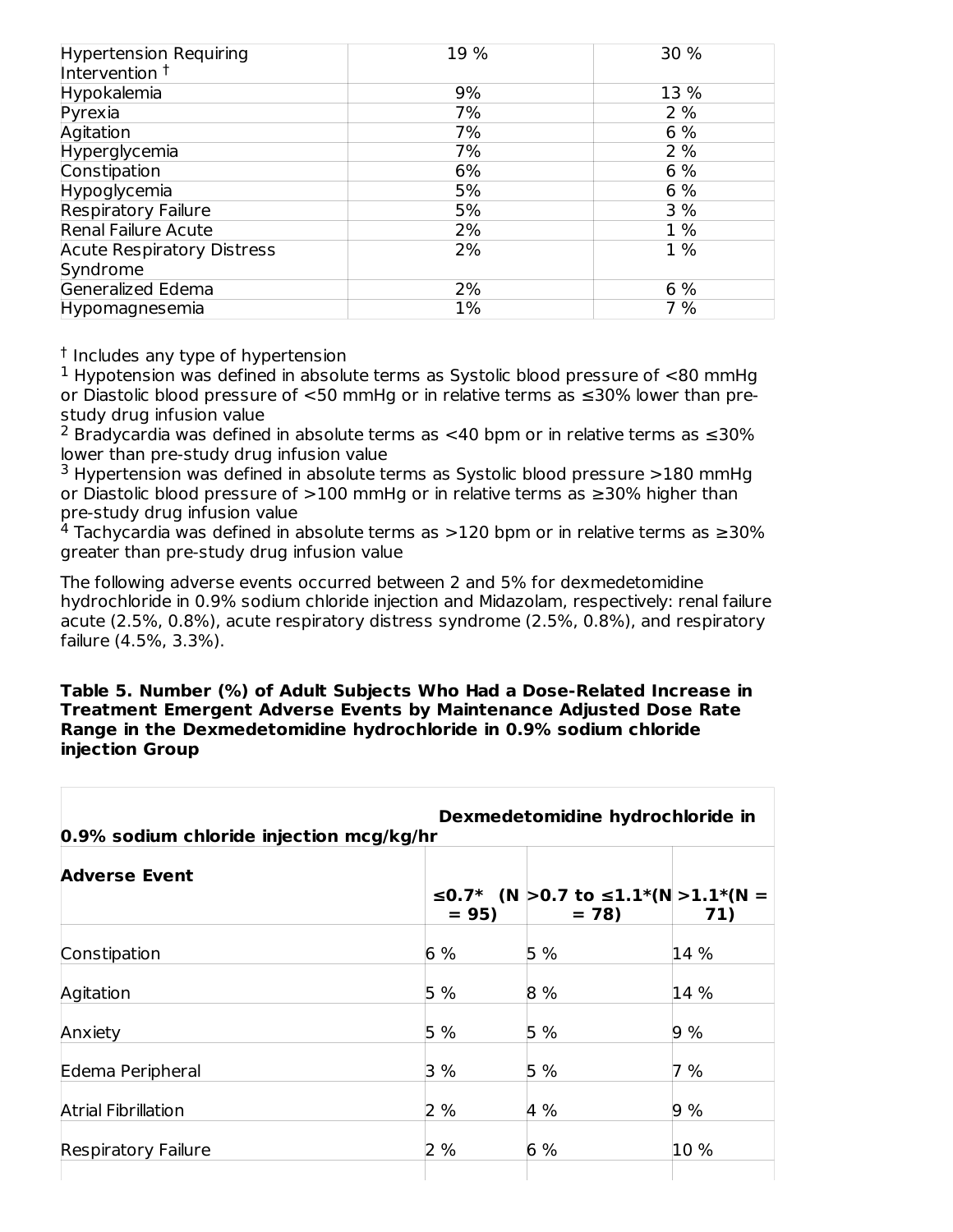| Hypertension Requiring Intervention † | 19 % | 30 % |
|---|---|---|
| Hypokalemia | 9% | 13 % |
| Pyrexia | 7% | 2 % |
| Agitation | 7% | 6 % |
| Hyperglycemia | 7% | 2 % |
| Constipation | 6% | 6 % |
| Hypoglycemia | 5% | 6 % |
| Respiratory Failure | 5% | 3 % |
| Renal Failure Acute | 2% | 1 % |
| Acute Respiratory Distress Syndrome | 2% | 1 % |
| Generalized Edema | 2% | 6 % |
| Hypomagnesemia | 1% | 7 % |

† Includes any type of hypertension

[1] Hypotension was defined in absolute terms as Systolic blood pressure of <80 mmHg or Diastolic blood pressure of <50 mmHg or in relative terms as ≤30% lower than pre-study drug infusion value

[2] Bradycardia was defined in absolute terms as <40 bpm or in relative terms as ≤30% lower than pre-study drug infusion value

[3] Hypertension was defined in absolute terms as Systolic blood pressure >180 mmHg or Diastolic blood pressure of >100 mmHg or in relative terms as ≥30% higher than pre-study drug infusion value

[4] Tachycardia was defined in absolute terms as >120 bpm or in relative terms as ≥30% greater than pre-study drug infusion value

The following adverse events occurred between 2 and 5% for dexmedetomidine hydrochloride in 0.9% sodium chloride injection and Midazolam, respectively: renal failure acute (2.5%, 0.8%), acute respiratory distress syndrome (2.5%, 0.8%), and respiratory failure (4.5%, 3.3%).

**Table 5. Number (%) of Adult Subjects Who Had a Dose-Related Increase in Treatment Emergent Adverse Events by Maintenance Adjusted Dose Rate Range in the Dexmedetomidine hydrochloride in 0.9% sodium chloride injection Group**

| | **Dexmedetomidine hydrochloride in 0.9% sodium chloride injection mcg/kg/hr** | | |
|---|---|---|---|
| **Adverse Event** | **≤0.7\* (N = 95)** | **>0.7 to ≤1.1\*(N = 78)** | **>1.1\*(N = 71)** |
| Constipation | 6 % | 5 % | 14 % |
| Agitation | 5 % | 8 % | 14 % |
| Anxiety | 5 % | 5 % | 9 % |
| Edema Peripheral | 3 % | 5 % | 7 % |
| Atrial Fibrillation | 2 % | 4 % | 9 % |
| Respiratory Failure | 2 % | 6 % | 10 % |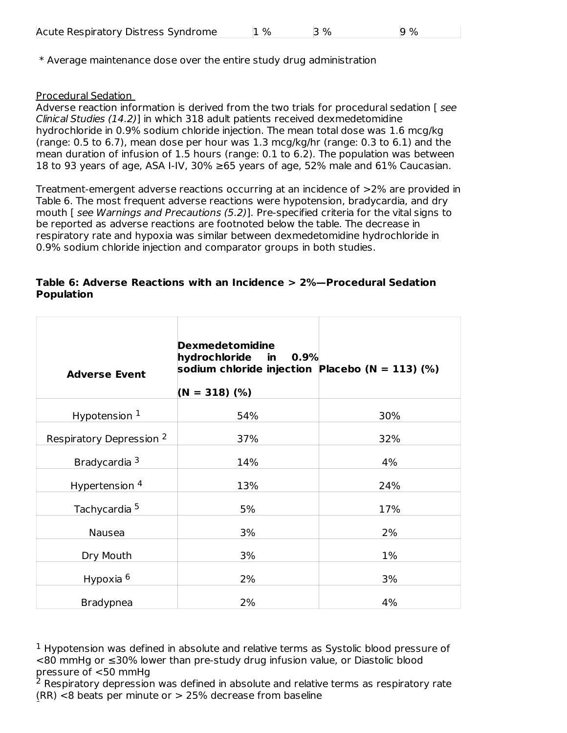| Acute Respiratory Distress Syndrome | 1 % | 3 % | 9 % |
|---|---|---|---|

* Average maintenance dose over the entire study drug administration

Procedural Sedation

Adverse reaction information is derived from the two trials for procedural sedation [ *see Clinical Studies (14.2)*] in which 318 adult patients received dexmedetomidine hydrochloride in 0.9% sodium chloride injection. The mean total dose was 1.6 mcg/kg (range: 0.5 to 6.7), mean dose per hour was 1.3 mcg/kg/hr (range: 0.3 to 6.1) and the mean duration of infusion of 1.5 hours (range: 0.1 to 6.2). The population was between 18 to 93 years of age, ASA I-IV, 30% ≥65 years of age, 52% male and 61% Caucasian.

Treatment-emergent adverse reactions occurring at an incidence of >2% are provided in Table 6. The most frequent adverse reactions were hypotension, bradycardia, and dry mouth [ *see Warnings and Precautions (5.2)*]. Pre-specified criteria for the vital signs to be reported as adverse reactions are footnoted below the table. The decrease in respiratory rate and hypoxia was similar between dexmedetomidine hydrochloride in 0.9% sodium chloride injection and comparator groups in both studies.

**Table 6: Adverse Reactions with an Incidence > 2%—Procedural Sedation Population**

| Adverse Event | Dexmedetomidine hydrochloride in 0.9% sodium chloride injection (N = 318) (%) | Placebo (N = 113) (%) |
|---|---|---|
| Hypotension [1] | 54% | 30% |
| Respiratory Depression [2] | 37% | 32% |
| Bradycardia [3] | 14% | 4% |
| Hypertension [4] | 13% | 24% |
| Tachycardia [5] | 5% | 17% |
| Nausea | 3% | 2% |
| Dry Mouth | 3% | 1% |
| Hypoxia [6] | 2% | 3% |
| Bradypnea | 2% | 4% |

[1] Hypotension was defined in absolute and relative terms as Systolic blood pressure of <80 mmHg or ≤30% lower than pre-study drug infusion value, or Diastolic blood pressure of <50 mmHg

[2] Respiratory depression was defined in absolute and relative terms as respiratory rate (RR) <8 beats per minute or > 25% decrease from baseline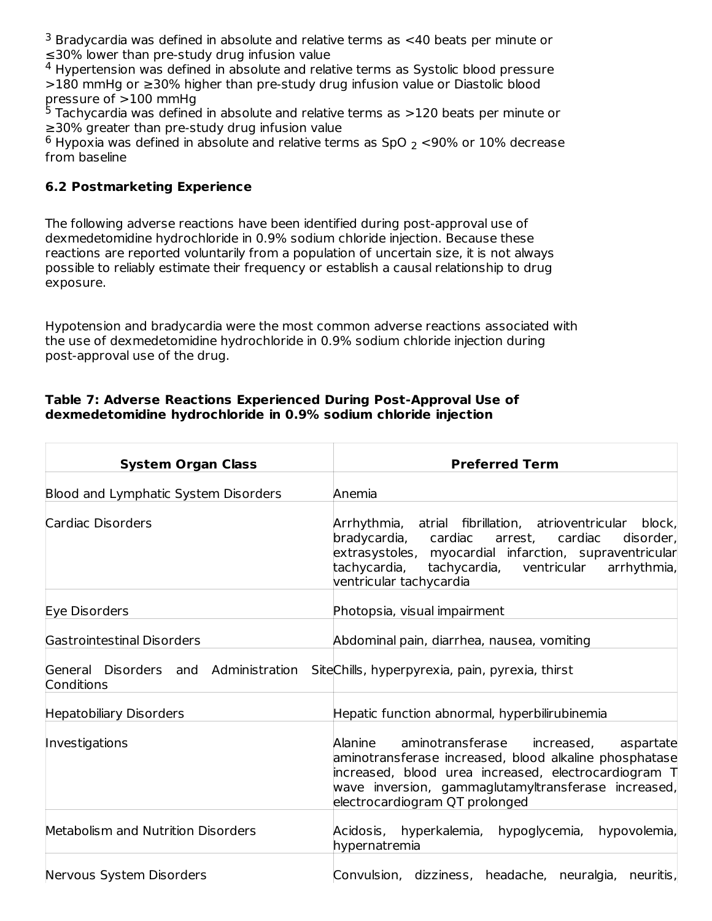[3] Bradycardia was defined in absolute and relative terms as <40 beats per minute or ≤30% lower than pre-study drug infusion value

[4] Hypertension was defined in absolute and relative terms as Systolic blood pressure >180 mmHg or ≥30% higher than pre-study drug infusion value or Diastolic blood pressure of >100 mmHg

[5] Tachycardia was defined in absolute and relative terms as >120 beats per minute or ≥30% greater than pre-study drug infusion value

[6] Hypoxia was defined in absolute and relative terms as $SpO_2$ <90% or 10% decrease from baseline

### 6.2 Postmarketing Experience

The following adverse reactions have been identified during post-approval use of dexmedetomidine hydrochloride in 0.9% sodium chloride injection. Because these reactions are reported voluntarily from a population of uncertain size, it is not always possible to reliably estimate their frequency or establish a causal relationship to drug exposure.

Hypotension and bradycardia were the most common adverse reactions associated with the use of dexmedetomidine hydrochloride in 0.9% sodium chloride injection during post-approval use of the drug.

**Table 7: Adverse Reactions Experienced During Post-Approval Use of dexmedetomidine hydrochloride in 0.9% sodium chloride injection**

| System Organ Class | Preferred Term |
| --- | --- |
| Blood and Lymphatic System Disorders | Anemia |
| Cardiac Disorders | Arrhythmia, atrial fibrillation, atrioventricular block, bradycardia, cardiac arrest, cardiac disorder, extrasystoles, myocardial infarction, supraventricular tachycardia, tachycardia, ventricular arrhythmia, ventricular tachycardia |
| Eye Disorders | Photopsia, visual impairment |
| Gastrointestinal Disorders | Abdominal pain, diarrhea, nausea, vomiting |
| General Disorders and Administration Site Conditions | Chills, hyperpyrexia, pain, pyrexia, thirst |
| Hepatobiliary Disorders | Hepatic function abnormal, hyperbilirubinemia |
| Investigations | Alanine aminotransferase increased, aspartate aminotransferase increased, blood alkaline phosphatase increased, blood urea increased, electrocardiogram T wave inversion, gammaglutamyltransferase increased, electrocardiogram QT prolonged |
| Metabolism and Nutrition Disorders | Acidosis, hyperkalemia, hypoglycemia, hypovolemia, hypernatremia |
| Nervous System Disorders | Convulsion, dizziness, headache, neuralgia, neuritis, |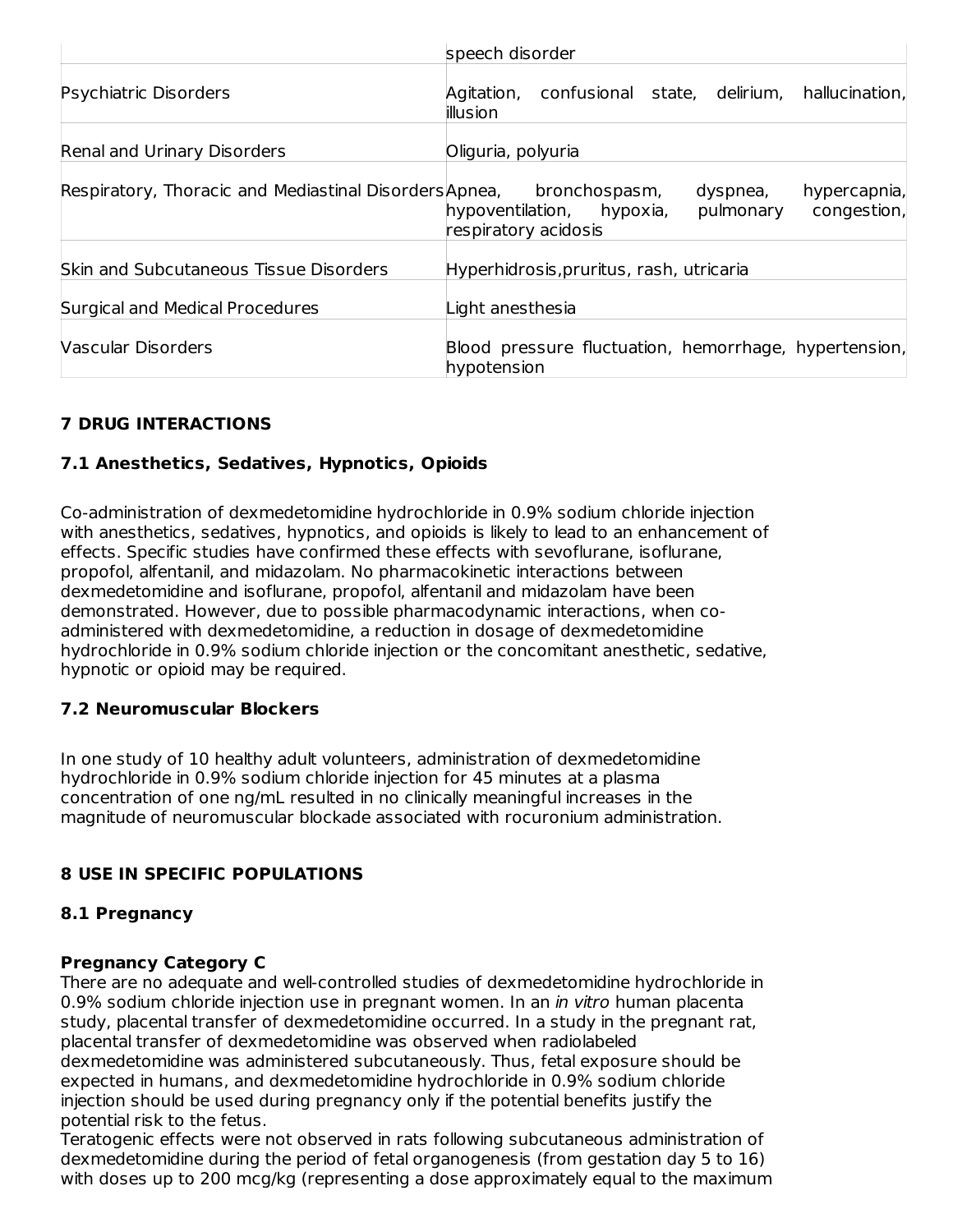| | |
|---|---|
| | speech disorder |
| Psychiatric Disorders | Agitation, confusional state, delirium, hallucination, illusion |
| Renal and Urinary Disorders | Oliguria, polyuria |
| Respiratory, Thoracic and Mediastinal Disorders | Apnea, bronchospasm, dyspnea, hypercapnia, hypoventilation, hypoxia, pulmonary congestion, respiratory acidosis |
| Skin and Subcutaneous Tissue Disorders | Hyperhidrosis,pruritus, rash, utricaria |
| Surgical and Medical Procedures | Light anesthesia |
| Vascular Disorders | Blood pressure fluctuation, hemorrhage, hypertension, hypotension |

## 7 DRUG INTERACTIONS

### 7.1 Anesthetics, Sedatives, Hypnotics, Opioids

Co-administration of dexmedetomidine hydrochloride in 0.9% sodium chloride injection with anesthetics, sedatives, hypnotics, and opioids is likely to lead to an enhancement of effects. Specific studies have confirmed these effects with sevoflurane, isoflurane, propofol, alfentanil, and midazolam. No pharmacokinetic interactions between dexmedetomidine and isoflurane, propofol, alfentanil and midazolam have been demonstrated. However, due to possible pharmacodynamic interactions, when co-administered with dexmedetomidine, a reduction in dosage of dexmedetomidine hydrochloride in 0.9% sodium chloride injection or the concomitant anesthetic, sedative, hypnotic or opioid may be required.

### 7.2 Neuromuscular Blockers

In one study of 10 healthy adult volunteers, administration of dexmedetomidine hydrochloride in 0.9% sodium chloride injection for 45 minutes at a plasma concentration of one ng/mL resulted in no clinically meaningful increases in the magnitude of neuromuscular blockade associated with rocuronium administration.

## 8 USE IN SPECIFIC POPULATIONS

### 8.1 Pregnancy

**Pregnancy Category C**

There are no adequate and well-controlled studies of dexmedetomidine hydrochloride in 0.9% sodium chloride injection use in pregnant women. In an *in vitro* human placenta study, placental transfer of dexmedetomidine occurred. In a study in the pregnant rat, placental transfer of dexmedetomidine was observed when radiolabeled dexmedetomidine was administered subcutaneously. Thus, fetal exposure should be expected in humans, and dexmedetomidine hydrochloride in 0.9% sodium chloride injection should be used during pregnancy only if the potential benefits justify the potential risk to the fetus.

Teratogenic effects were not observed in rats following subcutaneous administration of dexmedetomidine during the period of fetal organogenesis (from gestation day 5 to 16) with doses up to 200 mcg/kg (representing a dose approximately equal to the maximum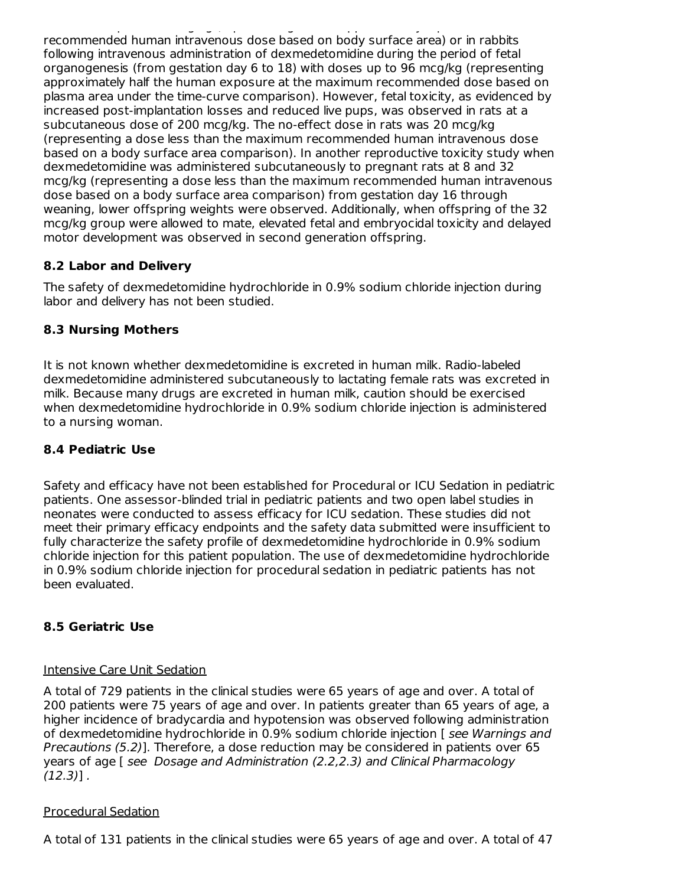recommended human intravenous dose based on body surface area) or in rabbits following intravenous administration of dexmedetomidine during the period of fetal organogenesis (from gestation day 6 to 18) with doses up to 96 mcg/kg (representing approximately half the human exposure at the maximum recommended dose based on plasma area under the time-curve comparison). However, fetal toxicity, as evidenced by increased post-implantation losses and reduced live pups, was observed in rats at a subcutaneous dose of 200 mcg/kg. The no-effect dose in rats was 20 mcg/kg (representing a dose less than the maximum recommended human intravenous dose based on a body surface area comparison). In another reproductive toxicity study when dexmedetomidine was administered subcutaneously to pregnant rats at 8 and 32 mcg/kg (representing a dose less than the maximum recommended human intravenous dose based on a body surface area comparison) from gestation day 16 through weaning, lower offspring weights were observed. Additionally, when offspring of the 32 mcg/kg group were allowed to mate, elevated fetal and embryocidal toxicity and delayed motor development was observed in second generation offspring.

### 8.2 Labor and Delivery

The safety of dexmedetomidine hydrochloride in 0.9% sodium chloride injection during labor and delivery has not been studied.

### 8.3 Nursing Mothers

It is not known whether dexmedetomidine is excreted in human milk. Radio-labeled dexmedetomidine administered subcutaneously to lactating female rats was excreted in milk. Because many drugs are excreted in human milk, caution should be exercised when dexmedetomidine hydrochloride in 0.9% sodium chloride injection is administered to a nursing woman.

### 8.4 Pediatric Use

Safety and efficacy have not been established for Procedural or ICU Sedation in pediatric patients. One assessor-blinded trial in pediatric patients and two open label studies in neonates were conducted to assess efficacy for ICU sedation. These studies did not meet their primary efficacy endpoints and the safety data submitted were insufficient to fully characterize the safety profile of dexmedetomidine hydrochloride in 0.9% sodium chloride injection for this patient population. The use of dexmedetomidine hydrochloride in 0.9% sodium chloride injection for procedural sedation in pediatric patients has not been evaluated.

### 8.5 Geriatric Use

Intensive Care Unit Sedation

A total of 729 patients in the clinical studies were 65 years of age and over. A total of 200 patients were 75 years of age and over. In patients greater than 65 years of age, a higher incidence of bradycardia and hypotension was observed following administration of dexmedetomidine hydrochloride in 0.9% sodium chloride injection [ *see Warnings and Precautions (5.2)*]. Therefore, a dose reduction may be considered in patients over 65 years of age [ *see Dosage and Administration (2.2,2.3) and Clinical Pharmacology (12.3)*] .

Procedural Sedation

A total of 131 patients in the clinical studies were 65 years of age and over. A total of 47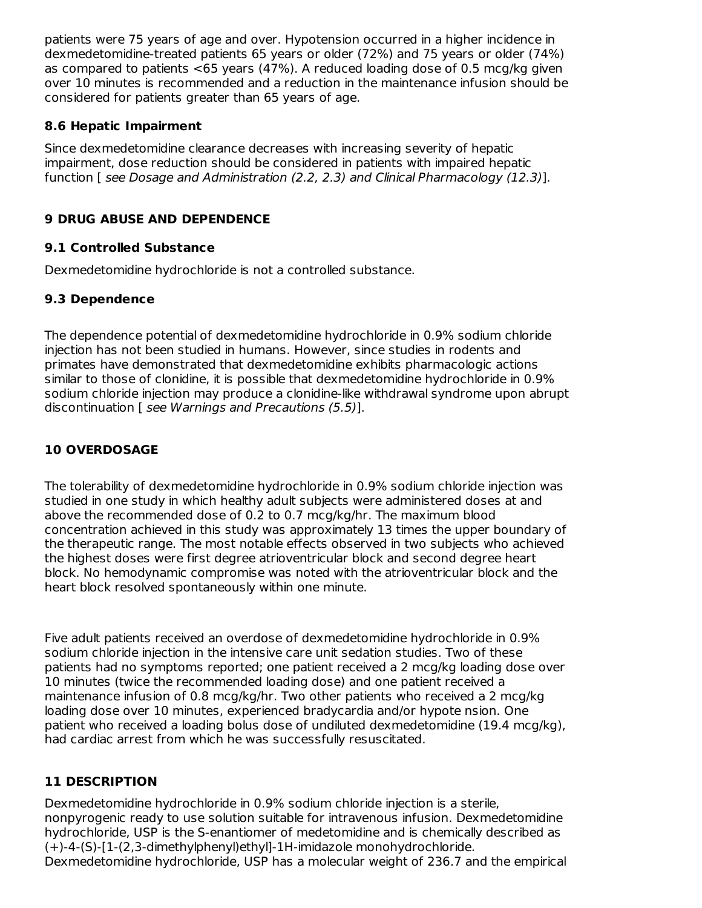patients were 75 years of age and over. Hypotension occurred in a higher incidence in dexmedetomidine-treated patients 65 years or older (72%) and 75 years or older (74%) as compared to patients <65 years (47%). A reduced loading dose of 0.5 mcg/kg given over 10 minutes is recommended and a reduction in the maintenance infusion should be considered for patients greater than 65 years of age.

### 8.6 Hepatic Impairment

Since dexmedetomidine clearance decreases with increasing severity of hepatic impairment, dose reduction should be considered in patients with impaired hepatic function [ *see Dosage and Administration (2.2, 2.3) and Clinical Pharmacology (12.3)*].

## 9 DRUG ABUSE AND DEPENDENCE

### 9.1 Controlled Substance

Dexmedetomidine hydrochloride is not a controlled substance.

### 9.3 Dependence

The dependence potential of dexmedetomidine hydrochloride in 0.9% sodium chloride injection has not been studied in humans. However, since studies in rodents and primates have demonstrated that dexmedetomidine exhibits pharmacologic actions similar to those of clonidine, it is possible that dexmedetomidine hydrochloride in 0.9% sodium chloride injection may produce a clonidine-like withdrawal syndrome upon abrupt discontinuation [ *see Warnings and Precautions (5.5)*].

## 10 OVERDOSAGE

The tolerability of dexmedetomidine hydrochloride in 0.9% sodium chloride injection was studied in one study in which healthy adult subjects were administered doses at and above the recommended dose of 0.2 to 0.7 mcg/kg/hr. The maximum blood concentration achieved in this study was approximately 13 times the upper boundary of the therapeutic range. The most notable effects observed in two subjects who achieved the highest doses were first degree atrioventricular block and second degree heart block. No hemodynamic compromise was noted with the atrioventricular block and the heart block resolved spontaneously within one minute.

Five adult patients received an overdose of dexmedetomidine hydrochloride in 0.9% sodium chloride injection in the intensive care unit sedation studies. Two of these patients had no symptoms reported; one patient received a 2 mcg/kg loading dose over 10 minutes (twice the recommended loading dose) and one patient received a maintenance infusion of 0.8 mcg/kg/hr. Two other patients who received a 2 mcg/kg loading dose over 10 minutes, experienced bradycardia and/or hypote nsion. One patient who received a loading bolus dose of undiluted dexmedetomidine (19.4 mcg/kg), had cardiac arrest from which he was successfully resuscitated.

## 11 DESCRIPTION

Dexmedetomidine hydrochloride in 0.9% sodium chloride injection is a sterile, nonpyrogenic ready to use solution suitable for intravenous infusion. Dexmedetomidine hydrochloride, USP is the S-enantiomer of medetomidine and is chemically described as (+)-4-(S)-[1-(2,3-dimethylphenyl)ethyl]-1H-imidazole monohydrochloride. Dexmedetomidine hydrochloride, USP has a molecular weight of 236.7 and the empirical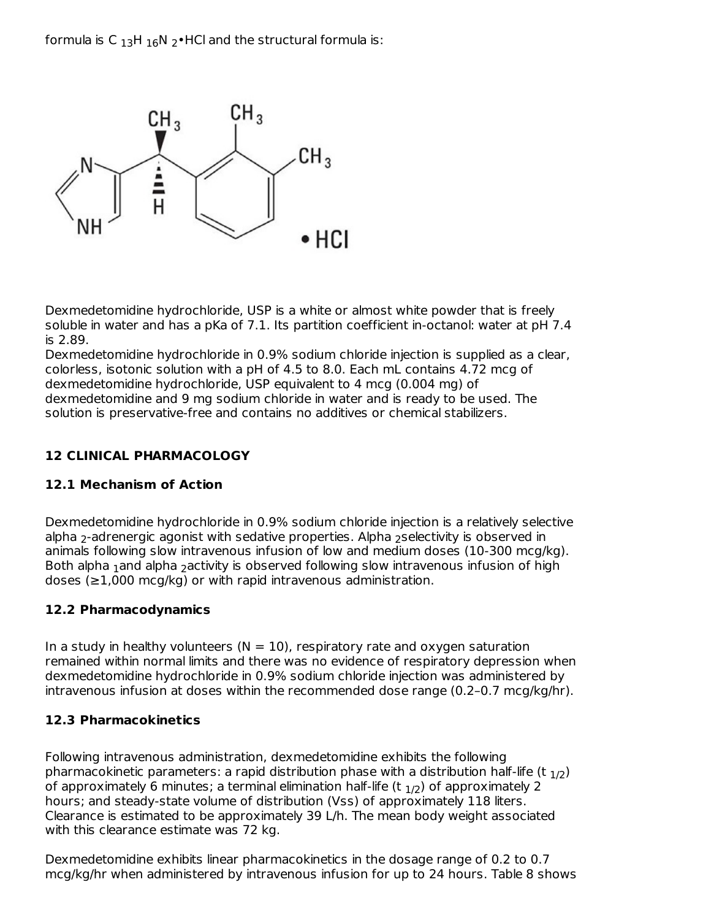formula is $C_{13}H_{16}N_2$•HCl and the structural formula is:

Dexmedetomidine hydrochloride, USP is a white or almost white powder that is freely soluble in water and has a pKa of 7.1. Its partition coefficient in-octanol: water at pH 7.4 is 2.89.

Dexmedetomidine hydrochloride in 0.9% sodium chloride injection is supplied as a clear, colorless, isotonic solution with a pH of 4.5 to 8.0. Each mL contains 4.72 mcg of dexmedetomidine hydrochloride, USP equivalent to 4 mcg (0.004 mg) of dexmedetomidine and 9 mg sodium chloride in water and is ready to be used. The solution is preservative-free and contains no additives or chemical stabilizers.

## 12 CLINICAL PHARMACOLOGY

### 12.1 Mechanism of Action

Dexmedetomidine hydrochloride in 0.9% sodium chloride injection is a relatively selective alpha $_2$-adrenergic agonist with sedative properties. Alpha $_2$selectivity is observed in animals following slow intravenous infusion of low and medium doses (10-300 mcg/kg). Both alpha $_1$and alpha $_2$activity is observed following slow intravenous infusion of high doses (≥1,000 mcg/kg) or with rapid intravenous administration.

### 12.2 Pharmacodynamics

In a study in healthy volunteers (N = 10), respiratory rate and oxygen saturation remained within normal limits and there was no evidence of respiratory depression when dexmedetomidine hydrochloride in 0.9% sodium chloride injection was administered by intravenous infusion at doses within the recommended dose range (0.2–0.7 mcg/kg/hr).

### 12.3 Pharmacokinetics

Following intravenous administration, dexmedetomidine exhibits the following pharmacokinetic parameters: a rapid distribution phase with a distribution half-life ($t_{1/2}$) of approximately 6 minutes; a terminal elimination half-life ($t_{1/2}$) of approximately 2 hours; and steady-state volume of distribution (Vss) of approximately 118 liters. Clearance is estimated to be approximately 39 L/h. The mean body weight associated with this clearance estimate was 72 kg.

Dexmedetomidine exhibits linear pharmacokinetics in the dosage range of 0.2 to 0.7 mcg/kg/hr when administered by intravenous infusion for up to 24 hours. Table 8 shows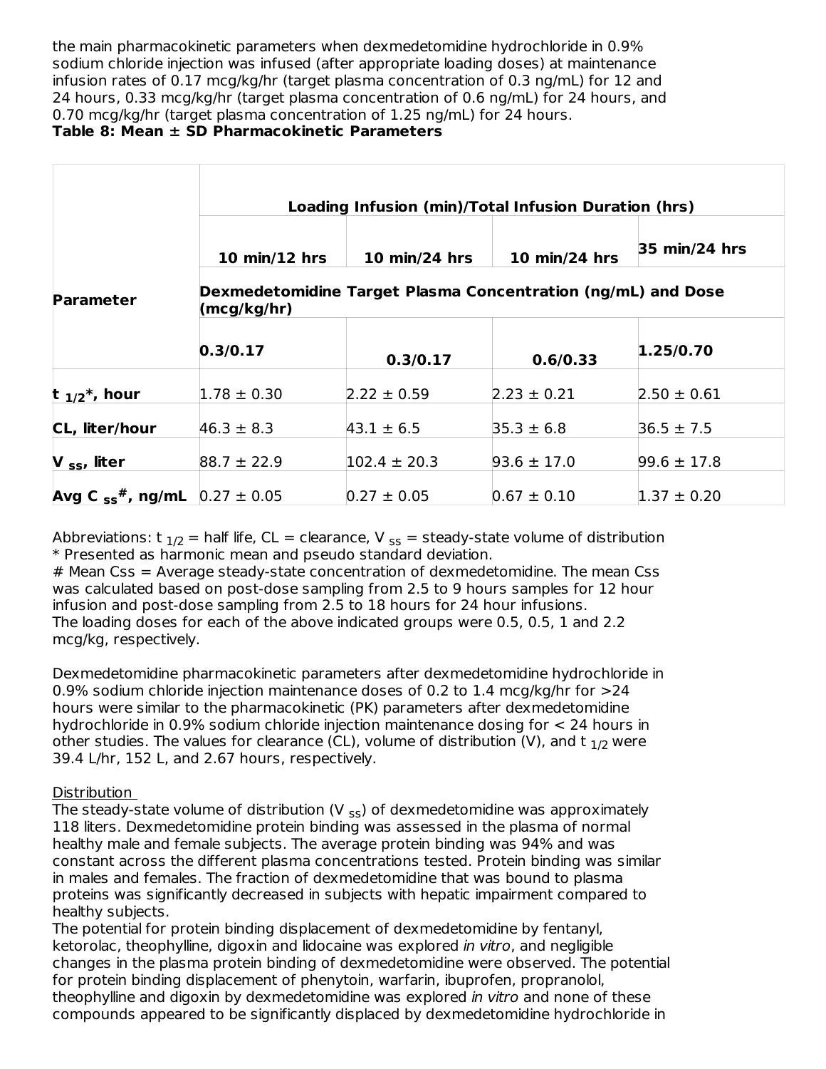the main pharmacokinetic parameters when dexmedetomidine hydrochloride in 0.9% sodium chloride injection was infused (after appropriate loading doses) at maintenance infusion rates of 0.17 mcg/kg/hr (target plasma concentration of 0.3 ng/mL) for 12 and 24 hours, 0.33 mcg/kg/hr (target plasma concentration of 0.6 ng/mL) for 24 hours, and 0.70 mcg/kg/hr (target plasma concentration of 1.25 ng/mL) for 24 hours.

**Table 8: Mean ± SD Pharmacokinetic Parameters**

| Parameter | Loading Infusion (min)/Total Infusion Duration (hrs) | | | |
|---|---|---|---|---|
| | 10 min/12 hrs | 10 min/24 hrs | 10 min/24 hrs | 35 min/24 hrs |
| | Dexmedetomidine Target Plasma Concentration (ng/mL) and Dose (mcg/kg/hr) | | | |
| | 0.3/0.17 | 0.3/0.17 | 0.6/0.33 | 1.25/0.70 |
| $t_{1/2}$*, hour | 1.78 ± 0.30 | 2.22 ± 0.59 | 2.23 ± 0.21 | 2.50 ± 0.61 |
| CL, liter/hour | 46.3 ± 8.3 | 43.1 ± 6.5 | 35.3 ± 6.8 | 36.5 ± 7.5 |
| $V_{ss}$, liter | 88.7 ± 22.9 | 102.4 ± 20.3 | 93.6 ± 17.0 | 99.6 ± 17.8 |
| Avg $C_{ss}$#, ng/mL | 0.27 ± 0.05 | 0.27 ± 0.05 | 0.67 ± 0.10 | 1.37 ± 0.20 |

Abbreviations: $t_{1/2}$ = half life, CL = clearance, $V_{ss}$ = steady-state volume of distribution
* Presented as harmonic mean and pseudo standard deviation.
# Mean Css = Average steady-state concentration of dexmedetomidine. The mean Css was calculated based on post-dose sampling from 2.5 to 9 hours samples for 12 hour infusion and post-dose sampling from 2.5 to 18 hours for 24 hour infusions.
The loading doses for each of the above indicated groups were 0.5, 0.5, 1 and 2.2 mcg/kg, respectively.

Dexmedetomidine pharmacokinetic parameters after dexmedetomidine hydrochloride in 0.9% sodium chloride injection maintenance doses of 0.2 to 1.4 mcg/kg/hr for >24 hours were similar to the pharmacokinetic (PK) parameters after dexmedetomidine hydrochloride in 0.9% sodium chloride injection maintenance dosing for < 24 hours in other studies. The values for clearance (CL), volume of distribution (V), and $t_{1/2}$ were 39.4 L/hr, 152 L, and 2.67 hours, respectively.

Distribution

The steady-state volume of distribution ($V_{ss}$) of dexmedetomidine was approximately 118 liters. Dexmedetomidine protein binding was assessed in the plasma of normal healthy male and female subjects. The average protein binding was 94% and was constant across the different plasma concentrations tested. Protein binding was similar in males and females. The fraction of dexmedetomidine that was bound to plasma proteins was significantly decreased in subjects with hepatic impairment compared to healthy subjects.

The potential for protein binding displacement of dexmedetomidine by fentanyl, ketorolac, theophylline, digoxin and lidocaine was explored *in vitro*, and negligible changes in the plasma protein binding of dexmedetomidine were observed. The potential for protein binding displacement of phenytoin, warfarin, ibuprofen, propranolol, theophylline and digoxin by dexmedetomidine was explored *in vitro* and none of these compounds appeared to be significantly displaced by dexmedetomidine hydrochloride in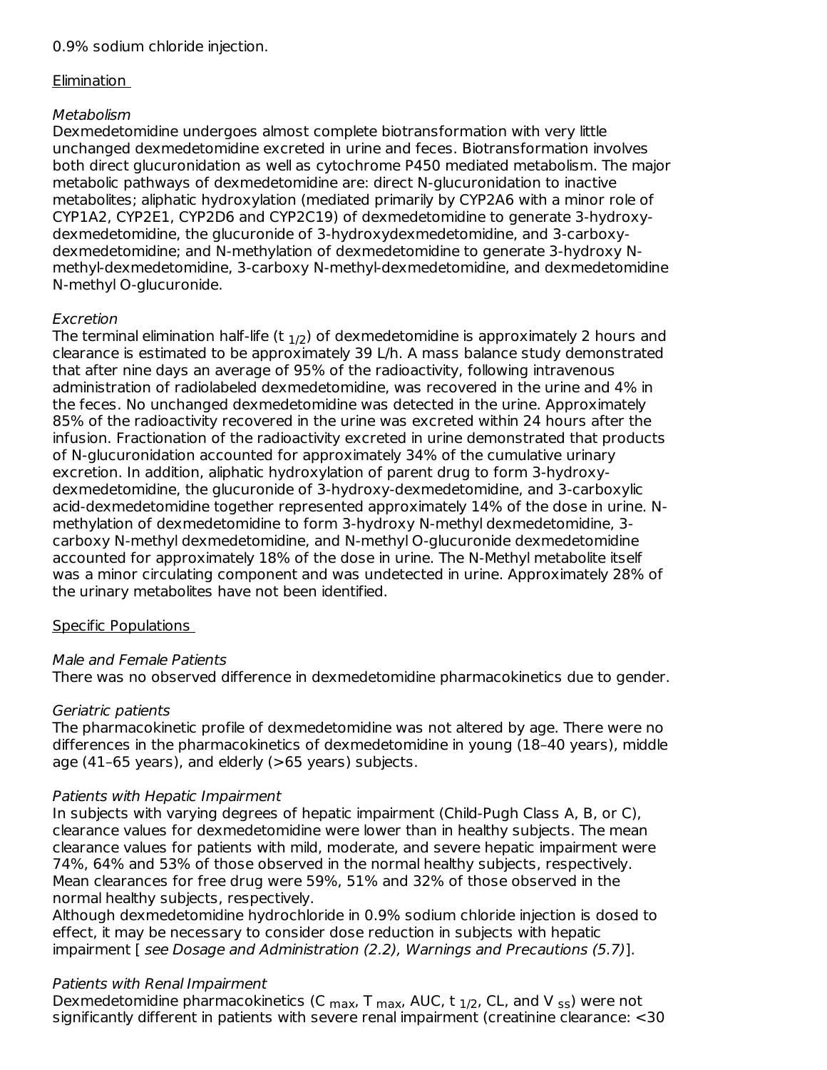0.9% sodium chloride injection.

Elimination

*Metabolism*

Dexmedetomidine undergoes almost complete biotransformation with very little unchanged dexmedetomidine excreted in urine and feces. Biotransformation involves both direct glucuronidation as well as cytochrome P450 mediated metabolism. The major metabolic pathways of dexmedetomidine are: direct N-glucuronidation to inactive metabolites; aliphatic hydroxylation (mediated primarily by CYP2A6 with a minor role of CYP1A2, CYP2E1, CYP2D6 and CYP2C19) of dexmedetomidine to generate 3-hydroxy-dexmedetomidine, the glucuronide of 3-hydroxydexmedetomidine, and 3-carboxy-dexmedetomidine; and N-methylation of dexmedetomidine to generate 3-hydroxy N-methyl-dexmedetomidine, 3-carboxy N-methyl-dexmedetomidine, and dexmedetomidine N-methyl O-glucuronide.

*Excretion*

The terminal elimination half-life ($t_{1/2}$) of dexmedetomidine is approximately 2 hours and clearance is estimated to be approximately 39 L/h. A mass balance study demonstrated that after nine days an average of 95% of the radioactivity, following intravenous administration of radiolabeled dexmedetomidine, was recovered in the urine and 4% in the feces. No unchanged dexmedetomidine was detected in the urine. Approximately 85% of the radioactivity recovered in the urine was excreted within 24 hours after the infusion. Fractionation of the radioactivity excreted in urine demonstrated that products of N-glucuronidation accounted for approximately 34% of the cumulative urinary excretion. In addition, aliphatic hydroxylation of parent drug to form 3-hydroxy-dexmedetomidine, the glucuronide of 3-hydroxy-dexmedetomidine, and 3-carboxylic acid-dexmedetomidine together represented approximately 14% of the dose in urine. N-methylation of dexmedetomidine to form 3-hydroxy N-methyl dexmedetomidine, 3-carboxy N-methyl dexmedetomidine, and N-methyl O-glucuronide dexmedetomidine accounted for approximately 18% of the dose in urine. The N-Methyl metabolite itself was a minor circulating component and was undetected in urine. Approximately 28% of the urinary metabolites have not been identified.

Specific Populations

*Male and Female Patients*

There was no observed difference in dexmedetomidine pharmacokinetics due to gender.

*Geriatric patients*

The pharmacokinetic profile of dexmedetomidine was not altered by age. There were no differences in the pharmacokinetics of dexmedetomidine in young (18–40 years), middle age (41–65 years), and elderly (>65 years) subjects.

*Patients with Hepatic Impairment*

In subjects with varying degrees of hepatic impairment (Child-Pugh Class A, B, or C), clearance values for dexmedetomidine were lower than in healthy subjects. The mean clearance values for patients with mild, moderate, and severe hepatic impairment were 74%, 64% and 53% of those observed in the normal healthy subjects, respectively. Mean clearances for free drug were 59%, 51% and 32% of those observed in the normal healthy subjects, respectively.

Although dexmedetomidine hydrochloride in 0.9% sodium chloride injection is dosed to effect, it may be necessary to consider dose reduction in subjects with hepatic impairment [ *see Dosage and Administration (2.2), Warnings and Precautions (5.7)*].

*Patients with Renal Impairment*

Dexmedetomidine pharmacokinetics ($C_{max}$, $T_{max}$, AUC, $t_{1/2}$, CL, and $V_{ss}$) were not significantly different in patients with severe renal impairment (creatinine clearance: <30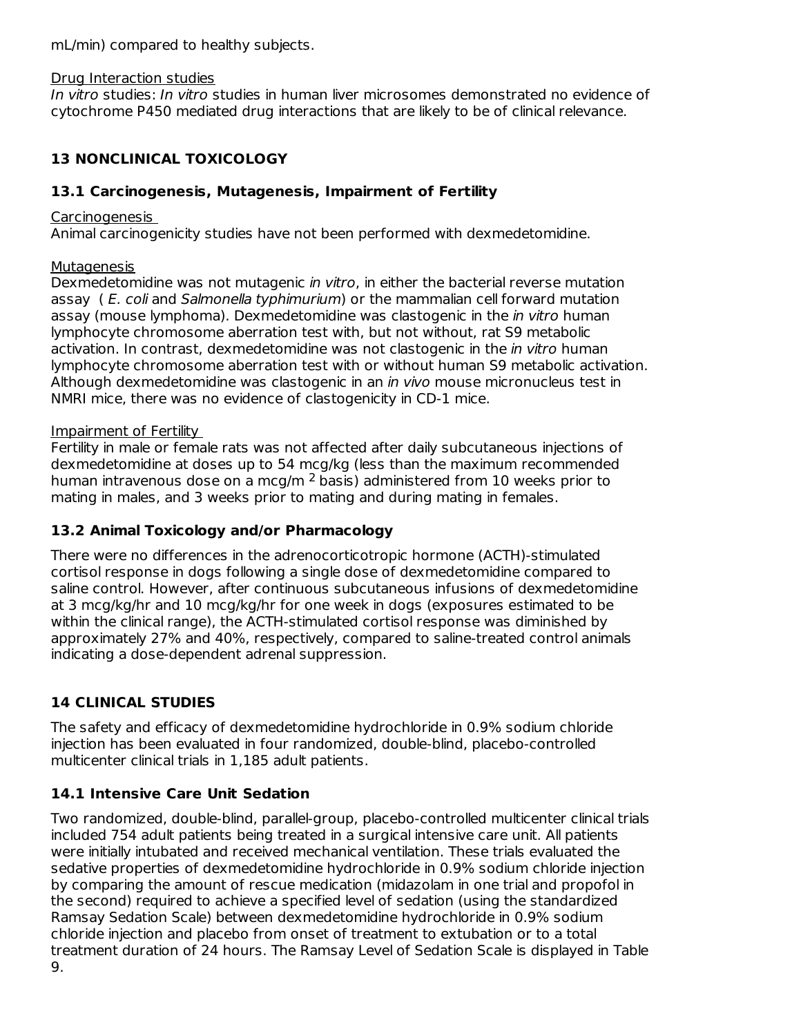mL/min) compared to healthy subjects.

Drug Interaction studies

*In vitro* studies: *In vitro* studies in human liver microsomes demonstrated no evidence of cytochrome P450 mediated drug interactions that are likely to be of clinical relevance.

## 13 NONCLINICAL TOXICOLOGY

### 13.1 Carcinogenesis, Mutagenesis, Impairment of Fertility

Carcinogenesis

Animal carcinogenicity studies have not been performed with dexmedetomidine.

Mutagenesis

Dexmedetomidine was not mutagenic *in vitro*, in either the bacterial reverse mutation assay ( *E. coli* and *Salmonella typhimurium*) or the mammalian cell forward mutation assay (mouse lymphoma). Dexmedetomidine was clastogenic in the *in vitro* human lymphocyte chromosome aberration test with, but not without, rat S9 metabolic activation. In contrast, dexmedetomidine was not clastogenic in the *in vitro* human lymphocyte chromosome aberration test with or without human S9 metabolic activation. Although dexmedetomidine was clastogenic in an *in vivo* mouse micronucleus test in NMRI mice, there was no evidence of clastogenicity in CD-1 mice.

Impairment of Fertility

Fertility in male or female rats was not affected after daily subcutaneous injections of dexmedetomidine at doses up to 54 mcg/kg (less than the maximum recommended human intravenous dose on a mcg/m$^2$ basis) administered from 10 weeks prior to mating in males, and 3 weeks prior to mating and during mating in females.

### 13.2 Animal Toxicology and/or Pharmacology

There were no differences in the adrenocorticotropic hormone (ACTH)-stimulated cortisol response in dogs following a single dose of dexmedetomidine compared to saline control. However, after continuous subcutaneous infusions of dexmedetomidine at 3 mcg/kg/hr and 10 mcg/kg/hr for one week in dogs (exposures estimated to be within the clinical range), the ACTH-stimulated cortisol response was diminished by approximately 27% and 40%, respectively, compared to saline-treated control animals indicating a dose-dependent adrenal suppression.

## 14 CLINICAL STUDIES

The safety and efficacy of dexmedetomidine hydrochloride in 0.9% sodium chloride injection has been evaluated in four randomized, double-blind, placebo-controlled multicenter clinical trials in 1,185 adult patients.

### 14.1 Intensive Care Unit Sedation

Two randomized, double-blind, parallel-group, placebo-controlled multicenter clinical trials included 754 adult patients being treated in a surgical intensive care unit. All patients were initially intubated and received mechanical ventilation. These trials evaluated the sedative properties of dexmedetomidine hydrochloride in 0.9% sodium chloride injection by comparing the amount of rescue medication (midazolam in one trial and propofol in the second) required to achieve a specified level of sedation (using the standardized Ramsay Sedation Scale) between dexmedetomidine hydrochloride in 0.9% sodium chloride injection and placebo from onset of treatment to extubation or to a total treatment duration of 24 hours. The Ramsay Level of Sedation Scale is displayed in Table 9.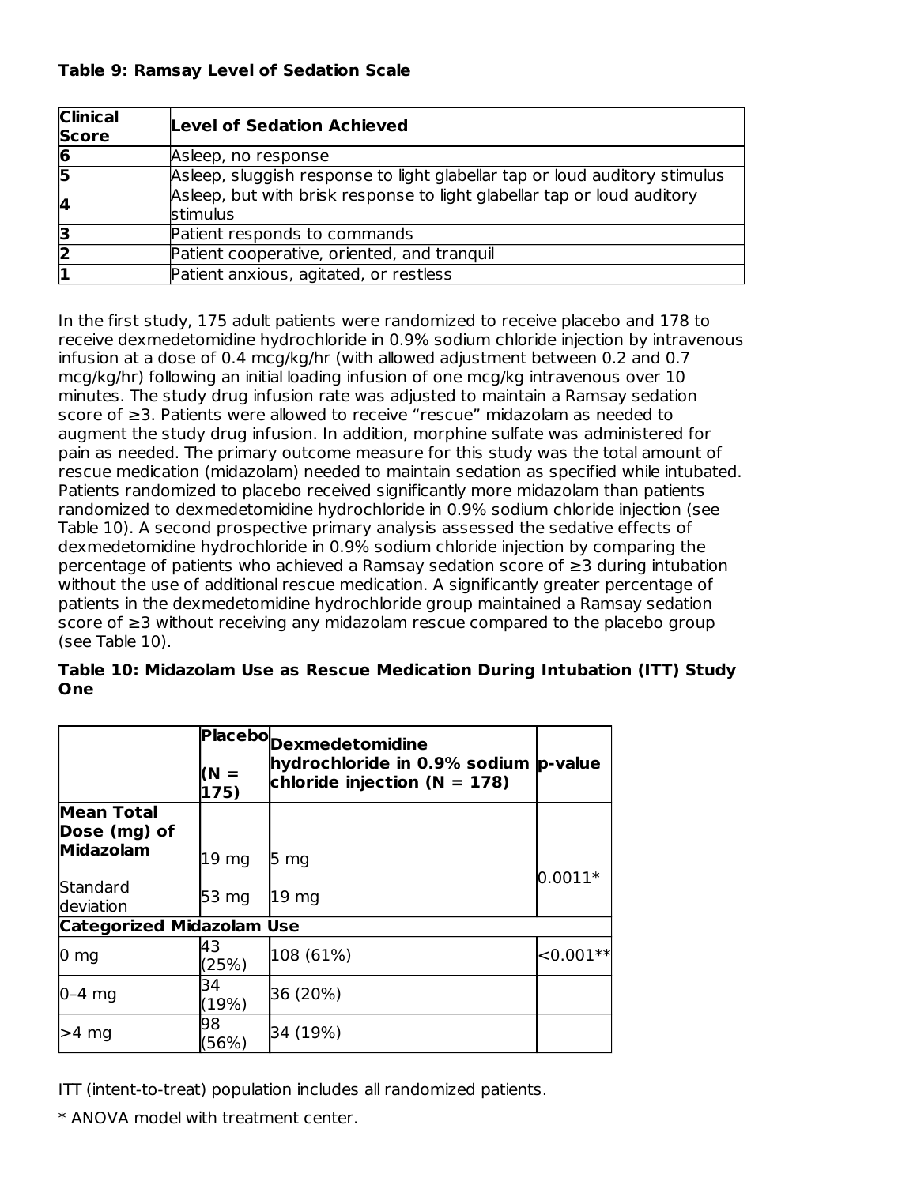**Table 9: Ramsay Level of Sedation Scale**

| Clinical Score | Level of Sedation Achieved |
|---|---|
| **6** | Asleep, no response |
| **5** | Asleep, sluggish response to light glabellar tap or loud auditory stimulus |
| **4** | Asleep, but with brisk response to light glabellar tap or loud auditory stimulus |
| **3** | Patient responds to commands |
| **2** | Patient cooperative, oriented, and tranquil |
| **1** | Patient anxious, agitated, or restless |

In the first study, 175 adult patients were randomized to receive placebo and 178 to receive dexmedetomidine hydrochloride in 0.9% sodium chloride injection by intravenous infusion at a dose of 0.4 mcg/kg/hr (with allowed adjustment between 0.2 and 0.7 mcg/kg/hr) following an initial loading infusion of one mcg/kg intravenous over 10 minutes. The study drug infusion rate was adjusted to maintain a Ramsay sedation score of ≥3. Patients were allowed to receive "rescue" midazolam as needed to augment the study drug infusion. In addition, morphine sulfate was administered for pain as needed. The primary outcome measure for this study was the total amount of rescue medication (midazolam) needed to maintain sedation as specified while intubated. Patients randomized to placebo received significantly more midazolam than patients randomized to dexmedetomidine hydrochloride in 0.9% sodium chloride injection (see Table 10). A second prospective primary analysis assessed the sedative effects of dexmedetomidine hydrochloride in 0.9% sodium chloride injection by comparing the percentage of patients who achieved a Ramsay sedation score of ≥3 during intubation without the use of additional rescue medication. A significantly greater percentage of patients in the dexmedetomidine hydrochloride group maintained a Ramsay sedation score of ≥3 without receiving any midazolam rescue compared to the placebo group (see Table 10).

**Table 10: Midazolam Use as Rescue Medication During Intubation (ITT) Study One**

| | **Placebo (N = 175)** | **Dexmedetomidine hydrochloride in 0.9% sodium chloride injection (N = 178)** | **p-value** |
|---|---|---|---|
| **Mean Total Dose (mg) of Midazolam** | 19 mg | 5 mg | 0.0011* |
| Standard deviation | 53 mg | 19 mg | |
| **Categorized Midazolam Use** | | | |
| 0 mg | 43 (25%) | 108 (61%) | <0.001** |
| 0–4 mg | 34 (19%) | 36 (20%) | |
| >4 mg | 98 (56%) | 34 (19%) | |

ITT (intent-to-treat) population includes all randomized patients.

* ANOVA model with treatment center.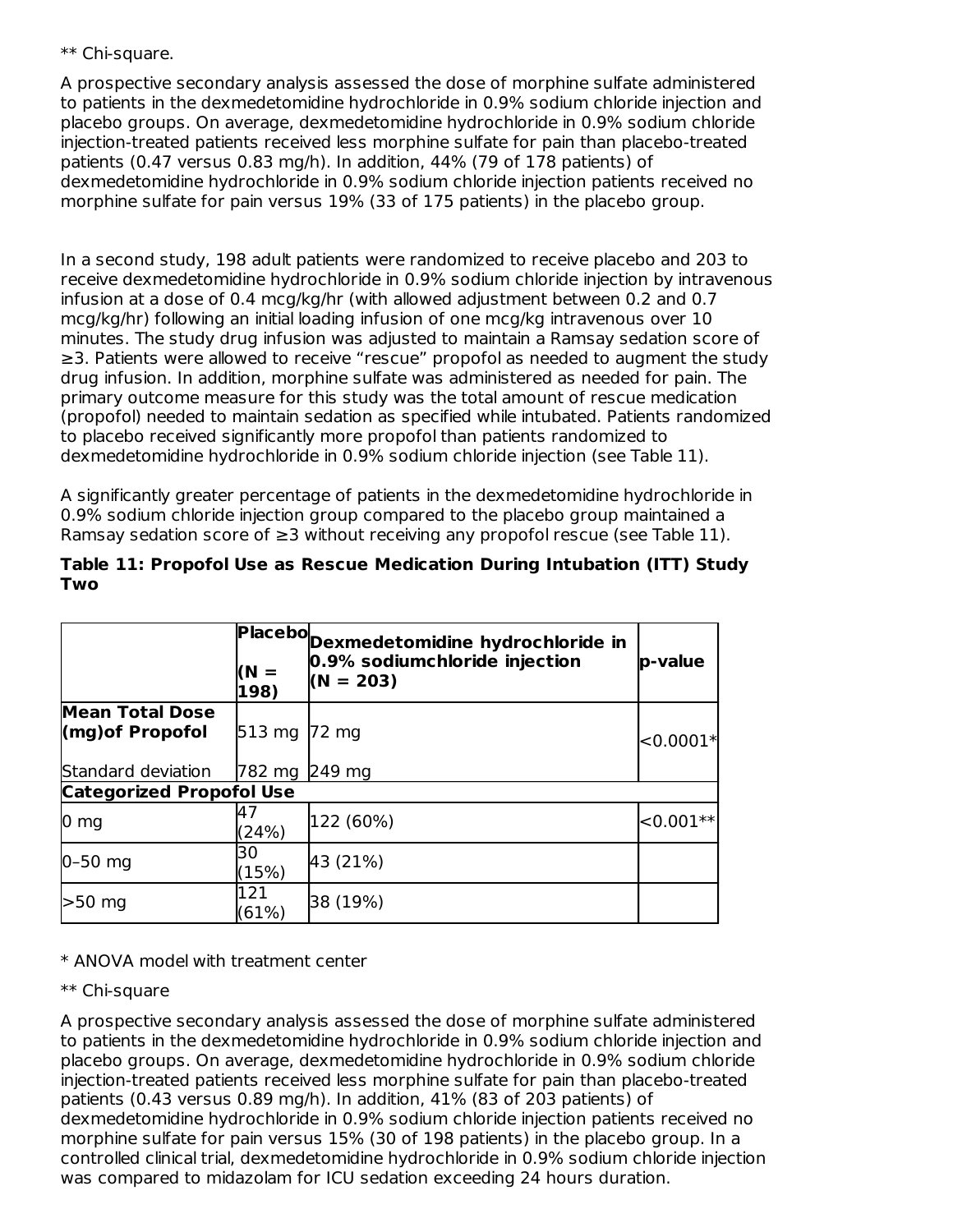** Chi-square.

A prospective secondary analysis assessed the dose of morphine sulfate administered to patients in the dexmedetomidine hydrochloride in 0.9% sodium chloride injection and placebo groups. On average, dexmedetomidine hydrochloride in 0.9% sodium chloride injection-treated patients received less morphine sulfate for pain than placebo-treated patients (0.47 versus 0.83 mg/h). In addition, 44% (79 of 178 patients) of dexmedetomidine hydrochloride in 0.9% sodium chloride injection patients received no morphine sulfate for pain versus 19% (33 of 175 patients) in the placebo group.

In a second study, 198 adult patients were randomized to receive placebo and 203 to receive dexmedetomidine hydrochloride in 0.9% sodium chloride injection by intravenous infusion at a dose of 0.4 mcg/kg/hr (with allowed adjustment between 0.2 and 0.7 mcg/kg/hr) following an initial loading infusion of one mcg/kg intravenous over 10 minutes. The study drug infusion was adjusted to maintain a Ramsay sedation score of ≥3. Patients were allowed to receive "rescue" propofol as needed to augment the study drug infusion. In addition, morphine sulfate was administered as needed for pain. The primary outcome measure for this study was the total amount of rescue medication (propofol) needed to maintain sedation as specified while intubated. Patients randomized to placebo received significantly more propofol than patients randomized to dexmedetomidine hydrochloride in 0.9% sodium chloride injection (see Table 11).

A significantly greater percentage of patients in the dexmedetomidine hydrochloride in 0.9% sodium chloride injection group compared to the placebo group maintained a Ramsay sedation score of ≥3 without receiving any propofol rescue (see Table 11).

**Table 11: Propofol Use as Rescue Medication During Intubation (ITT) Study Two**

| | **Placebo (N = 198)** | **Dexmedetomidine hydrochloride in 0.9% sodiumchloride injection (N = 203)** | **p-value** |
|---|---|---|---|
| **Mean Total Dose (mg)of Propofol** | 513 mg | 72 mg | <0.0001* |
| Standard deviation | 782 mg | 249 mg | |
| **Categorized Propofol Use** | | | |
| 0 mg | 47 (24%) | 122 (60%) | <0.001** |
| 0–50 mg | 30 (15%) | 43 (21%) | |
| >50 mg | 121 (61%) | 38 (19%) | |

* ANOVA model with treatment center

** Chi-square

A prospective secondary analysis assessed the dose of morphine sulfate administered to patients in the dexmedetomidine hydrochloride in 0.9% sodium chloride injection and placebo groups. On average, dexmedetomidine hydrochloride in 0.9% sodium chloride injection-treated patients received less morphine sulfate for pain than placebo-treated patients (0.43 versus 0.89 mg/h). In addition, 41% (83 of 203 patients) of dexmedetomidine hydrochloride in 0.9% sodium chloride injection patients received no morphine sulfate for pain versus 15% (30 of 198 patients) in the placebo group. In a controlled clinical trial, dexmedetomidine hydrochloride in 0.9% sodium chloride injection was compared to midazolam for ICU sedation exceeding 24 hours duration.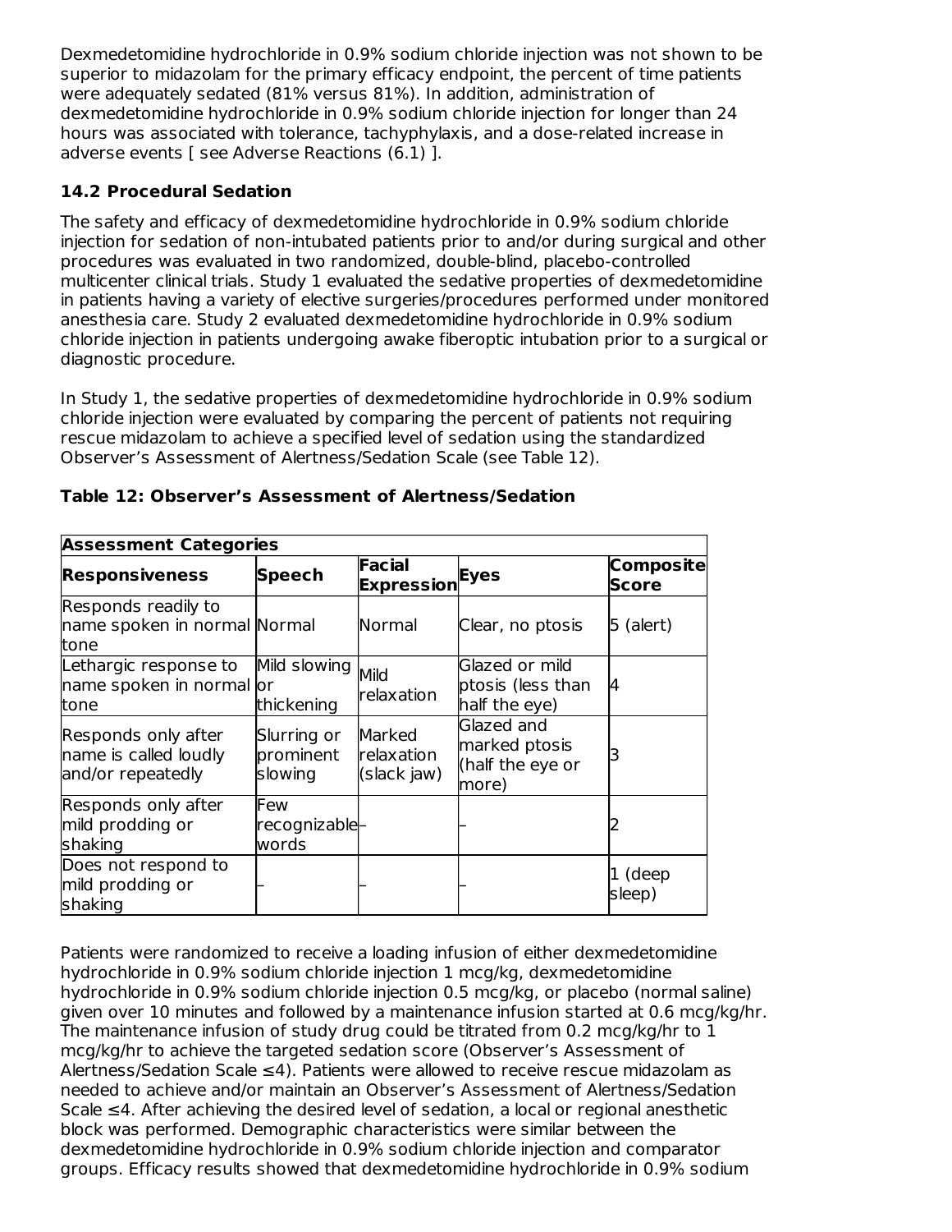Dexmedetomidine hydrochloride in 0.9% sodium chloride injection was not shown to be superior to midazolam for the primary efficacy endpoint, the percent of time patients were adequately sedated (81% versus 81%). In addition, administration of dexmedetomidine hydrochloride in 0.9% sodium chloride injection for longer than 24 hours was associated with tolerance, tachyphylaxis, and a dose-related increase in adverse events [ see Adverse Reactions (6.1) ].

### 14.2 Procedural Sedation

The safety and efficacy of dexmedetomidine hydrochloride in 0.9% sodium chloride injection for sedation of non-intubated patients prior to and/or during surgical and other procedures was evaluated in two randomized, double-blind, placebo-controlled multicenter clinical trials. Study 1 evaluated the sedative properties of dexmedetomidine in patients having a variety of elective surgeries/procedures performed under monitored anesthesia care. Study 2 evaluated dexmedetomidine hydrochloride in 0.9% sodium chloride injection in patients undergoing awake fiberoptic intubation prior to a surgical or diagnostic procedure.

In Study 1, the sedative properties of dexmedetomidine hydrochloride in 0.9% sodium chloride injection were evaluated by comparing the percent of patients not requiring rescue midazolam to achieve a specified level of sedation using the standardized Observer's Assessment of Alertness/Sedation Scale (see Table 12).

**Table 12: Observer's Assessment of Alertness/Sedation**

| Assessment Categories | | | | |
|---|---|---|---|---|
| **Responsiveness** | **Speech** | **Facial Expression** | **Eyes** | **Composite Score** |
| Responds readily to name spoken in normal tone | Normal | Normal | Clear, no ptosis | 5 (alert) |
| Lethargic response to name spoken in normal tone | Mild slowing or thickening | Mild relaxation | Glazed or mild ptosis (less than half the eye) | 4 |
| Responds only after name is called loudly and/or repeatedly | Slurring or prominent slowing | Marked relaxation (slack jaw) | Glazed and marked ptosis (half the eye or more) | 3 |
| Responds only after mild prodding or shaking | Few recognizable words | – | – | 2 |
| Does not respond to mild prodding or shaking | – | – | – | 1 (deep sleep) |

Patients were randomized to receive a loading infusion of either dexmedetomidine hydrochloride in 0.9% sodium chloride injection 1 mcg/kg, dexmedetomidine hydrochloride in 0.9% sodium chloride injection 0.5 mcg/kg, or placebo (normal saline) given over 10 minutes and followed by a maintenance infusion started at 0.6 mcg/kg/hr. The maintenance infusion of study drug could be titrated from 0.2 mcg/kg/hr to 1 mcg/kg/hr to achieve the targeted sedation score (Observer's Assessment of Alertness/Sedation Scale ≤4). Patients were allowed to receive rescue midazolam as needed to achieve and/or maintain an Observer's Assessment of Alertness/Sedation Scale ≤4. After achieving the desired level of sedation, a local or regional anesthetic block was performed. Demographic characteristics were similar between the dexmedetomidine hydrochloride in 0.9% sodium chloride injection and comparator groups. Efficacy results showed that dexmedetomidine hydrochloride in 0.9% sodium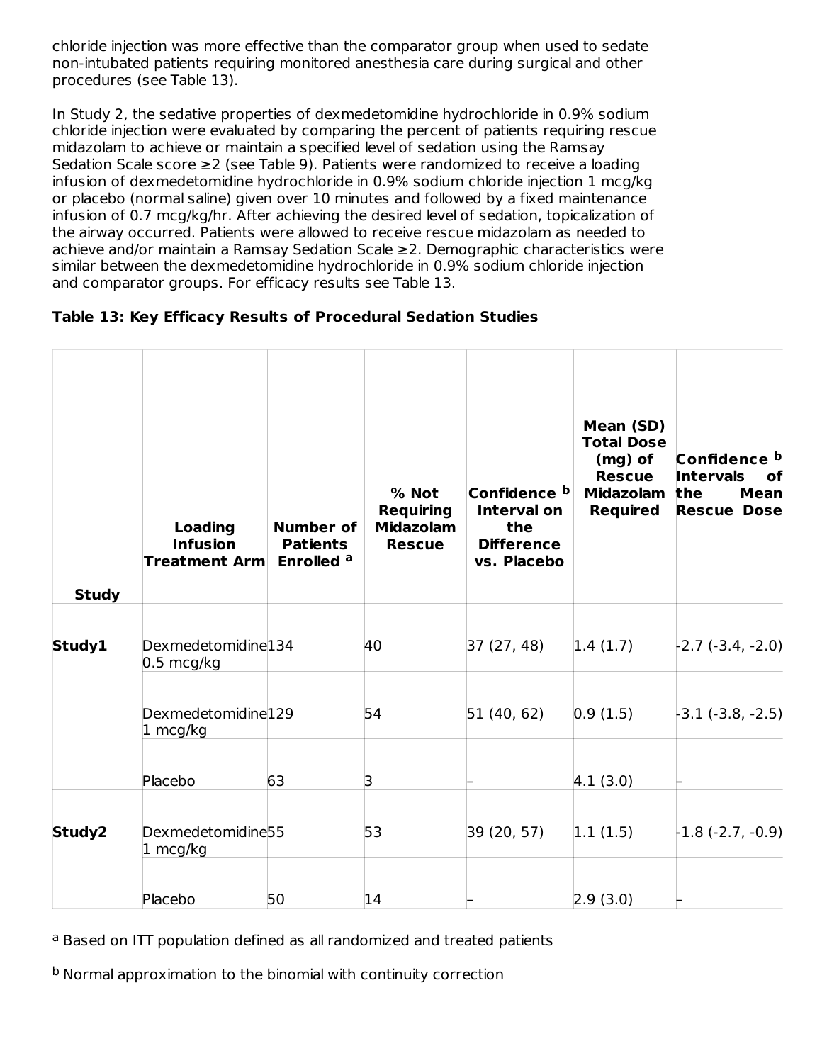chloride injection was more effective than the comparator group when used to sedate non-intubated patients requiring monitored anesthesia care during surgical and other procedures (see Table 13).

In Study 2, the sedative properties of dexmedetomidine hydrochloride in 0.9% sodium chloride injection were evaluated by comparing the percent of patients requiring rescue midazolam to achieve or maintain a specified level of sedation using the Ramsay Sedation Scale score ≥2 (see Table 9). Patients were randomized to receive a loading infusion of dexmedetomidine hydrochloride in 0.9% sodium chloride injection 1 mcg/kg or placebo (normal saline) given over 10 minutes and followed by a fixed maintenance infusion of 0.7 mcg/kg/hr. After achieving the desired level of sedation, topicalization of the airway occurred. Patients were allowed to receive rescue midazolam as needed to achieve and/or maintain a Ramsay Sedation Scale ≥2. Demographic characteristics were similar between the dexmedetomidine hydrochloride in 0.9% sodium chloride injection and comparator groups. For efficacy results see Table 13.

**Table 13: Key Efficacy Results of Procedural Sedation Studies**

| Study | Loading Infusion Treatment Arm | Number of Patients Enrolled [a] | % Not Requiring Midazolam Rescue | Confidence [b] Interval on the Difference vs. Placebo | Mean (SD) Total Dose (mg) of Rescue Midazolam Required | Confidence [b] Intervals of the Mean Rescue Dose |
|---|---|---|---|---|---|---|
| **Study1** | Dexmedetomidine 0.5 mcg/kg | 134 | 40 | 37 (27, 48) | 1.4 (1.7) | -2.7 (-3.4, -2.0) |
| | Dexmedetomidine 1 mcg/kg | 129 | 54 | 51 (40, 62) | 0.9 (1.5) | -3.1 (-3.8, -2.5) |
| | Placebo | 63 | 3 | – | 4.1 (3.0) | – |
| **Study2** | Dexmedetomidine 1 mcg/kg | 55 | 53 | 39 (20, 57) | 1.1 (1.5) | -1.8 (-2.7, -0.9) |
| | Placebo | 50 | 14 | – | 2.9 (3.0) | – |

[a] Based on ITT population defined as all randomized and treated patients

[b] Normal approximation to the binomial with continuity correction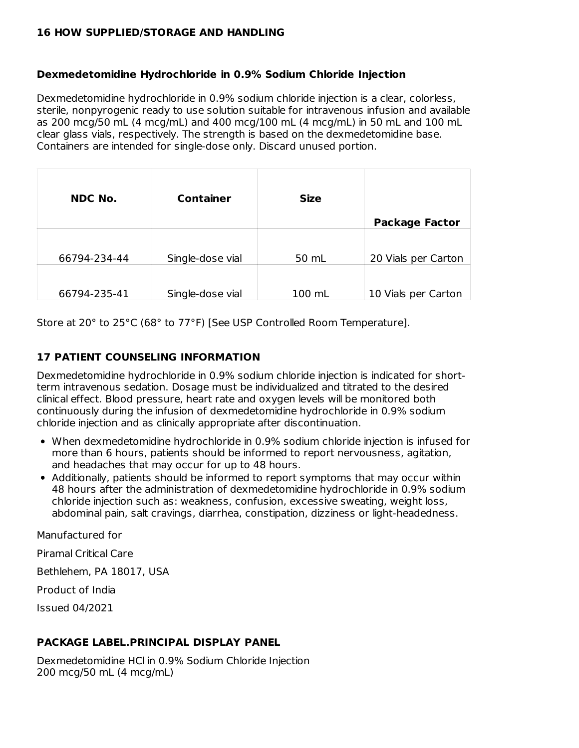## 16 HOW SUPPLIED/STORAGE AND HANDLING

### Dexmedetomidine Hydrochloride in 0.9% Sodium Chloride Injection

Dexmedetomidine hydrochloride in 0.9% sodium chloride injection is a clear, colorless, sterile, nonpyrogenic ready to use solution suitable for intravenous infusion and available as 200 mcg/50 mL (4 mcg/mL) and 400 mcg/100 mL (4 mcg/mL) in 50 mL and 100 mL clear glass vials, respectively. The strength is based on the dexmedetomidine base. Containers are intended for single-dose only. Discard unused portion.

| NDC No. | Container | Size | Package Factor |
|---|---|---|---|
| 66794-234-44 | Single-dose vial | 50 mL | 20 Vials per Carton |
| 66794-235-41 | Single-dose vial | 100 mL | 10 Vials per Carton |

Store at 20° to 25°C (68° to 77°F) [See USP Controlled Room Temperature].

## 17 PATIENT COUNSELING INFORMATION

Dexmedetomidine hydrochloride in 0.9% sodium chloride injection is indicated for short-term intravenous sedation. Dosage must be individualized and titrated to the desired clinical effect. Blood pressure, heart rate and oxygen levels will be monitored both continuously during the infusion of dexmedetomidine hydrochloride in 0.9% sodium chloride injection and as clinically appropriate after discontinuation.

- When dexmedetomidine hydrochloride in 0.9% sodium chloride injection is infused for more than 6 hours, patients should be informed to report nervousness, agitation, and headaches that may occur for up to 48 hours.
- Additionally, patients should be informed to report symptoms that may occur within 48 hours after the administration of dexmedetomidine hydrochloride in 0.9% sodium chloride injection such as: weakness, confusion, excessive sweating, weight loss, abdominal pain, salt cravings, diarrhea, constipation, dizziness or light-headedness.

Manufactured for

Piramal Critical Care

Bethlehem, PA 18017, USA

Product of India

Issued 04/2021

## PACKAGE LABEL.PRINCIPAL DISPLAY PANEL

Dexmedetomidine HCl in 0.9% Sodium Chloride Injection
200 mcg/50 mL (4 mcg/mL)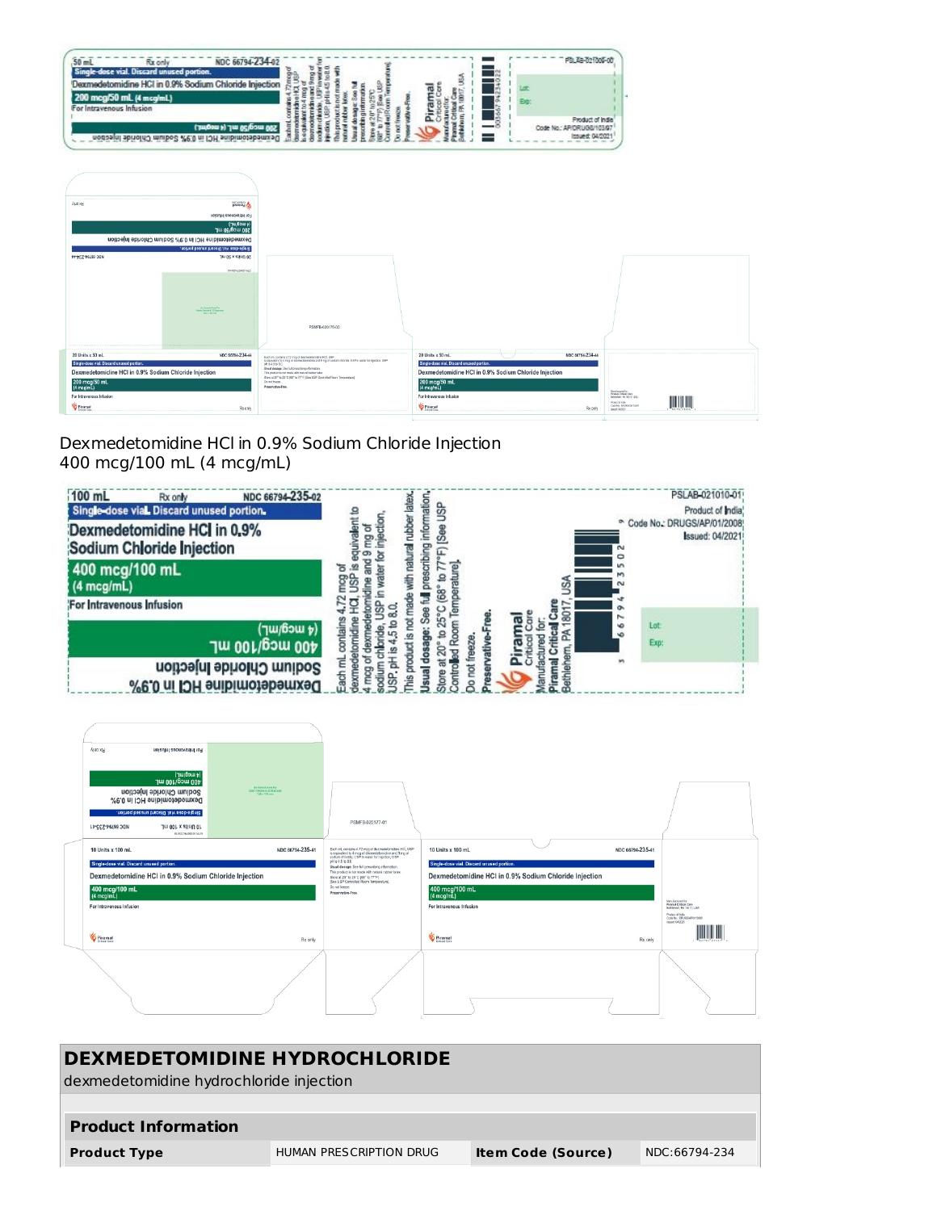50 mL Rx only NDC 66794-234-02

Single-dose vial. Discard unused portion.

Dexmedetomidine HCl in 0.9% Sodium Chloride Injection

200 mcg/50 mL (4 mcg/mL)

For Intravenous Infusion

Each mL contains 4.72 mcg of dexmedetomidine HCl, USP is equivalent to 4 mcg of dexmedetomidine and 9 mg of sodium chloride, USP in water for injection, USP. pH is 4.5 to 8.0. This product is not made with natural rubber latex. Usual dosage: See full prescribing information. Store at 20° to 25°C (68° to 77°F) [See USP Controlled Room Temperature]. Do not freeze. Preservative-Free.

Piramal Critical Care

Manufactured for: Piramal Critical Care Bethlehem, PA 18017, USA

PSLAB-021009-00

Lot:

Exp:

Product of India

Code No.: AP/DRUGS/103/97

Issued: 04/2021

20 Units x 50 mL NDC 66794-234-44

Single-dose vial. Discard unused portion.

Dexmedetomidine HCl in 0.9% Sodium Chloride Injection

200 mcg/50 mL (4 mcg/mL)

For Intravenous Infusion

Rx only

PSMFB-020175-00

Dexmedetomidine HCl in 0.9% Sodium Chloride Injection
400 mcg/100 mL (4 mcg/mL)

100 mL Rx only NDC 66794-235-02

Single-dose vial. Discard unused portion.

Dexmedetomidine HCl in 0.9% Sodium Chloride Injection

400 mcg/100 mL (4 mcg/mL)

For Intravenous Infusion

Each mL contains 4.72 mcg of dexmedetomidine HCl, USP is equivalent to 4 mcg of dexmedetomidine and 9 mg of sodium chloride, USP in water for injection, USP. pH is 4.5 to 8.0.

This product is not made with natural rubber latex.

Usual dosage: See full prescribing information.

Store at 20° to 25°C (68° to 77°F) [See USP Controlled Room Temperature].

Do not freeze.

Preservative-Free.

Piramal Critical Care

Manufactured for: Piramal Critical Care Bethlehem, PA 18017, USA

PSLAB-021010-01

Product of India

Code No.: DRUGS/AP/01/2008

Issued: 04/2021

Lot:

Exp:

10 Units x 100 mL NDC 66794-235-41

Single-dose vial. Discard unused portion.

Dexmedetomidine HCl in 0.9% Sodium Chloride Injection

400 mcg/100 mL (4 mcg/mL)

For Intravenous Infusion

Rx only

PSMFB-020177-01

# DEXMEDETOMIDINE HYDROCHLORIDE

dexmedetomidine hydrochloride injection

## Product Information

| Product Type | HUMAN PRESCRIPTION DRUG | Item Code (Source) | NDC:66794-234 |
|---|---|---|---|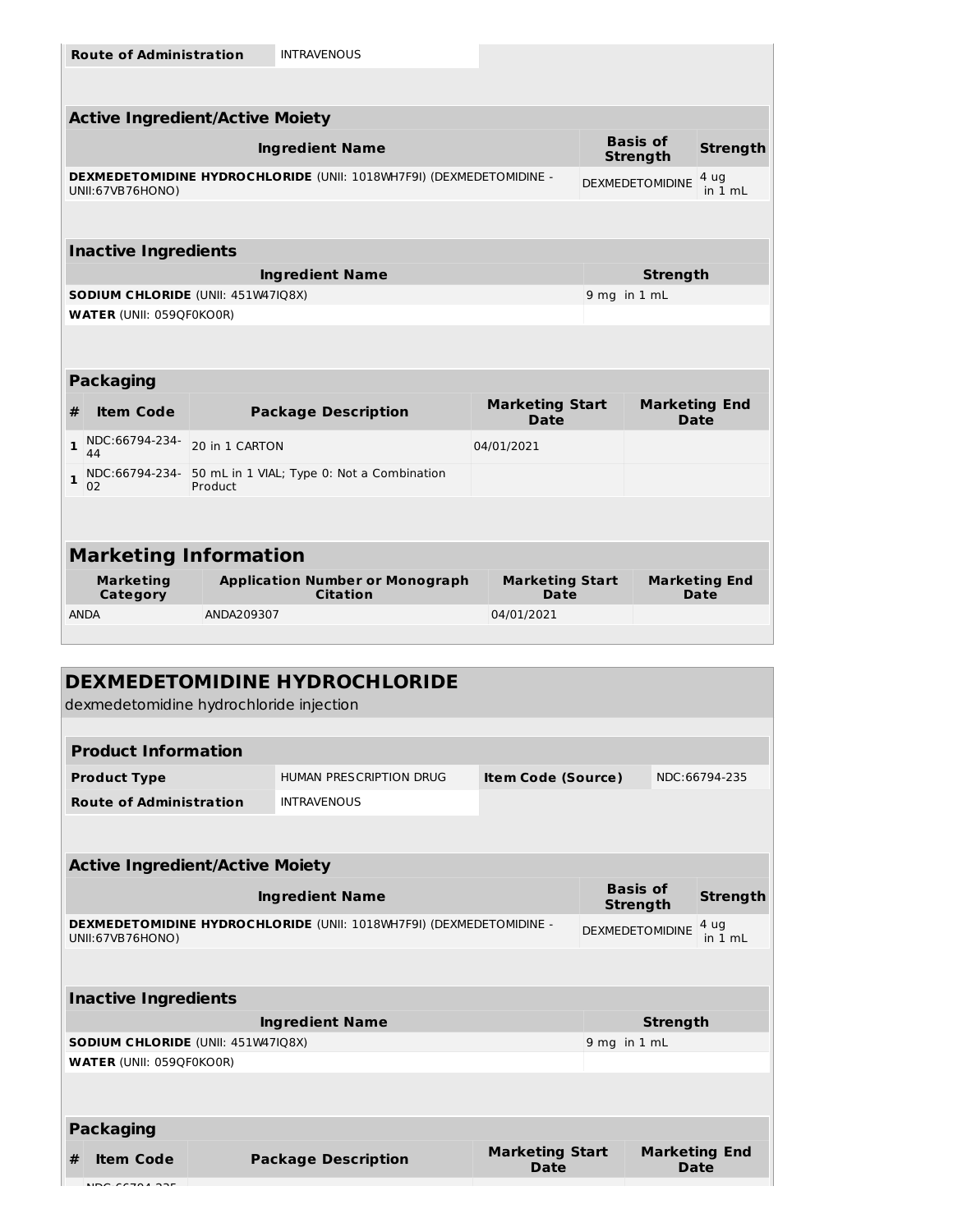| Route of Administration | INTRAVENOUS |
|---|---|

| Active Ingredient/Active Moiety | | |
|---|---|---|
| **Ingredient Name** | **Basis of Strength** | **Strength** |
| **DEXMEDETOMIDINE HYDROCHLORIDE** (UNII: 1018WH7F9I) (DEXMEDETOMIDINE - UNII:67VB76HONO) | DEXMEDETOMIDINE | 4 ug in 1 mL |

| Inactive Ingredients | |
|---|---|
| **Ingredient Name** | **Strength** |
| **SODIUM CHLORIDE** (UNII: 451W47IQ8X) | 9 mg in 1 mL |
| **WATER** (UNII: 059QF0KO0R) | |

| Packaging | | | | |
|---|---|---|---|---|
| **#** | **Item Code** | **Package Description** | **Marketing Start Date** | **Marketing End Date** |
| 1 | NDC:66794-234-44 | 20 in 1 CARTON | 04/01/2021 | |
| 1 | NDC:66794-234-02 | 50 mL in 1 VIAL; Type 0: Not a Combination Product | | |

| Marketing Information | | | |
|---|---|---|---|
| **Marketing Category** | **Application Number or Monograph Citation** | **Marketing Start Date** | **Marketing End Date** |
| ANDA | ANDA209307 | 04/01/2021 | |

## DEXMEDETOMIDINE HYDROCHLORIDE

dexmedetomidine hydrochloride injection

| Product Information | | | |
|---|---|---|---|
| **Product Type** | HUMAN PRESCRIPTION DRUG | **Item Code (Source)** | NDC:66794-235 |
| **Route of Administration** | INTRAVENOUS | | |

| Active Ingredient/Active Moiety | | |
|---|---|---|
| **Ingredient Name** | **Basis of Strength** | **Strength** |
| **DEXMEDETOMIDINE HYDROCHLORIDE** (UNII: 1018WH7F9I) (DEXMEDETOMIDINE - UNII:67VB76HONO) | DEXMEDETOMIDINE | 4 ug in 1 mL |

| Inactive Ingredients | |
|---|---|
| **Ingredient Name** | **Strength** |
| **SODIUM CHLORIDE** (UNII: 451W47IQ8X) | 9 mg in 1 mL |
| **WATER** (UNII: 059QF0KO0R) | |

| Packaging | | | | |
|---|---|---|---|---|
| **#** | **Item Code** | **Package Description** | **Marketing Start Date** | **Marketing End Date** |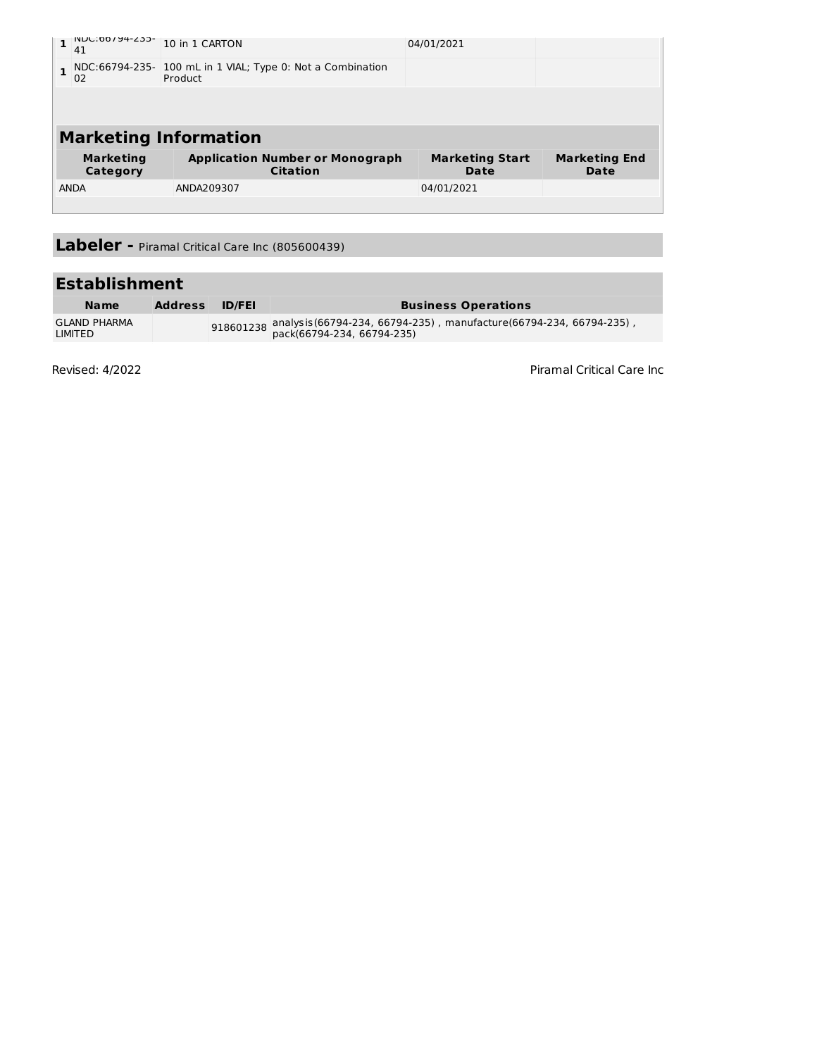| | | | | |
|---|---|---|---|---|
| 1 | NDC:66794-235-41 | 10 in 1 CARTON | 04/01/2021 | |
| 1 | NDC:66794-235-02 | 100 mL in 1 VIAL; Type 0: Not a Combination Product | | |

## Marketing Information

| Marketing Category | Application Number or Monograph Citation | Marketing Start Date | Marketing End Date |
|---|---|---|---|
| ANDA | ANDA209307 | 04/01/2021 | |

## Labeler - Piramal Critical Care Inc (805600439)

## Establishment

| Name | Address | ID/FEI | Business Operations |
|---|---|---|---|
| GLAND PHARMA LIMITED | | 918601238 | analysis(66794-234, 66794-235) , manufacture(66794-234, 66794-235) , pack(66794-234, 66794-235) |

Revised: 4/2022

Piramal Critical Care Inc